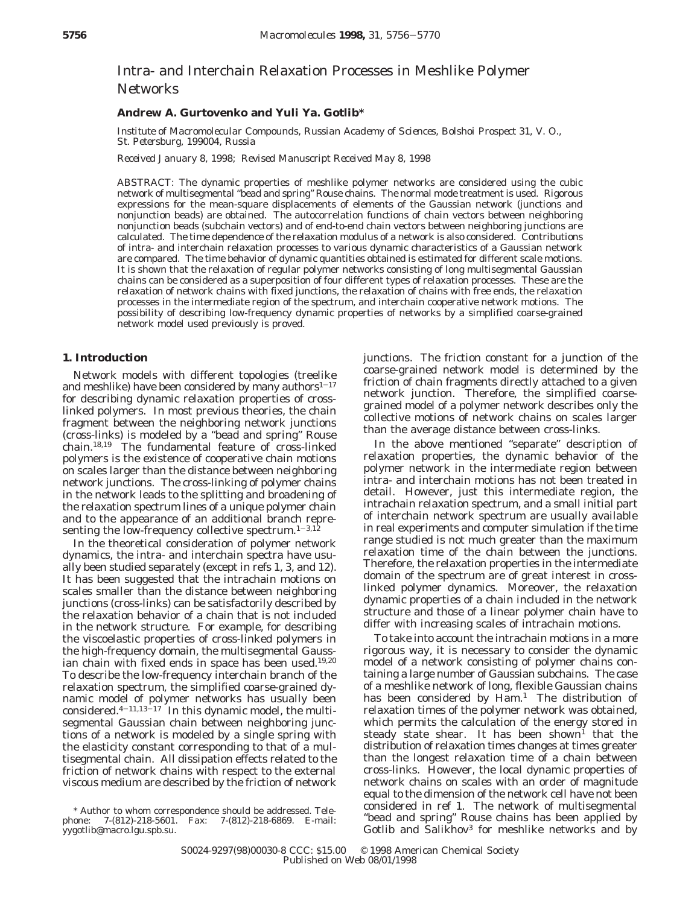# Intra- and Interchain Relaxation Processes in Meshlike Polymer Networks

**Andrew A. Gurtovenko and Yuli Ya. Gotlib***

*Institute of Macromolecular Compounds, Russian Academy of Sciences, Bolshoi Prospect 31, V. O., St. Petersburg, 199004, Russia*

*Received January 8, 1998; Revised Manuscript Received May 8, 1998*

ABSTRACT: The dynamic properties of meshlike polymer networks are considered using the cubic network of multisegmental "bead and spring" Rouse chains. The normal mode treatment is used. Rigorous expressions for the mean-square displacements of elements of the Gaussian network (junctions and nonjunction beads) are obtained. The autocorrelation functions of chain vectors between neighboring nonjunction beads (subchain vectors) and of end-to-end chain vectors between neighboring junctions are calculated. The time dependence of the relaxation modulus of a network is also considered. Contributions of intra- and interchain relaxation processes to various dynamic characteristics of a Gaussian network are compared. The time behavior of dynamic quantities obtained is estimated for different scale motions. It is shown that the relaxation of regular polymer networks consisting of long multisegmental Gaussian chains can be considered as a superposition of four different types of relaxation processes. These are the relaxation of network chains with fixed junctions, the relaxation of chains with free ends, the relaxation processes in the intermediate region of the spectrum, and interchain cooperative network motions. The possibility of describing low-frequency dynamic properties of networks by a simplified coarse-grained network model used previously is proved.

## 1. Introduction

Network models with different topologies (treelike and meshlike) have been considered by many authors[1-17] for describing dynamic relaxation properties of cross-linked polymers. In most previous theories, the chain fragment between the neighboring network junctions (cross-links) is modeled by a "bead and spring" Rouse chain.[18,19] The fundamental feature of cross-linked polymers is the existence of cooperative chain motions on scales larger than the distance between neighboring network junctions. The cross-linking of polymer chains in the network leads to the splitting and broadening of the relaxation spectrum lines of a unique polymer chain and to the appearance of an additional branch representing the low-frequency collective spectrum.[1-3,12]

In the theoretical consideration of polymer network dynamics, the intra- and interchain spectra have usually been studied separately (except in refs 1, 3, and 12). It has been suggested that the intrachain motions on scales smaller than the distance between neighboring junctions (cross-links) can be satisfactorily described by the relaxation behavior of a chain that is not included in the network structure. For example, for describing the viscoelastic properties of cross-linked polymers in the high-frequency domain, the multisegmental Gaussian chain with fixed ends in space has been used.[19,20] To describe the low-frequency interchain branch of the relaxation spectrum, the simplified coarse-grained dynamic model of polymer networks has usually been considered.[4-11,13-17] In this dynamic model, the multisegmental Gaussian chain between neighboring junctions of a network is modeled by a single spring with the elasticity constant corresponding to that of a multisegmental chain. All dissipation effects related to the friction of network chains with respect to the external viscous medium are described by the friction of network junctions. The friction constant for a junction of the coarse-grained network model is determined by the friction of chain fragments directly attached to a given network junction. Therefore, the simplified coarse-grained model of a polymer network describes only the collective motions of network chains on scales larger than the average distance between cross-links.

In the above mentioned "separate" description of relaxation properties, the dynamic behavior of the polymer network in the intermediate region between intra- and interchain motions has not been treated in detail. However, just this intermediate region, the intrachain relaxation spectrum, and a small initial part of interchain network spectrum are usually available in real experiments and computer simulation if the time range studied is not much greater than the maximum relaxation time of the chain between the junctions. Therefore, the relaxation properties in the intermediate domain of the spectrum are of great interest in cross-linked polymer dynamics. Moreover, the relaxation dynamic properties of a chain included in the network structure and those of a linear polymer chain have to differ with increasing scales of intrachain motions.

To take into account the intrachain motions in a more rigorous way, it is necessary to consider the dynamic model of a network consisting of polymer chains containing a large number of Gaussian subchains. The case of a meshlike network of long, flexible Gaussian chains has been considered by Ham.[1] The distribution of relaxation times of the polymer network was obtained, which permits the calculation of the energy stored in steady state shear. It has been shown[1] that the distribution of relaxation times changes at times greater than the longest relaxation time of a chain between cross-links. However, the local dynamic properties of network chains on scales with an order of magnitude equal to the dimension of the network cell have not been considered in ref 1. The network of multisegmental "bead and spring" Rouse chains has been applied by Gotlib and Salikhov[3] for meshlike networks and by

\* Author to whom correspondence should be addressed. Telephone: 7-(812)-218-5601. Fax: 7-(812)-218-6869. E-mail: yygotlib@macro.lgu.spb.su.

S0024-9297(98)00030-8 CCC: $15.00 © 1998 American Chemical Society
Published on Web 08/01/1998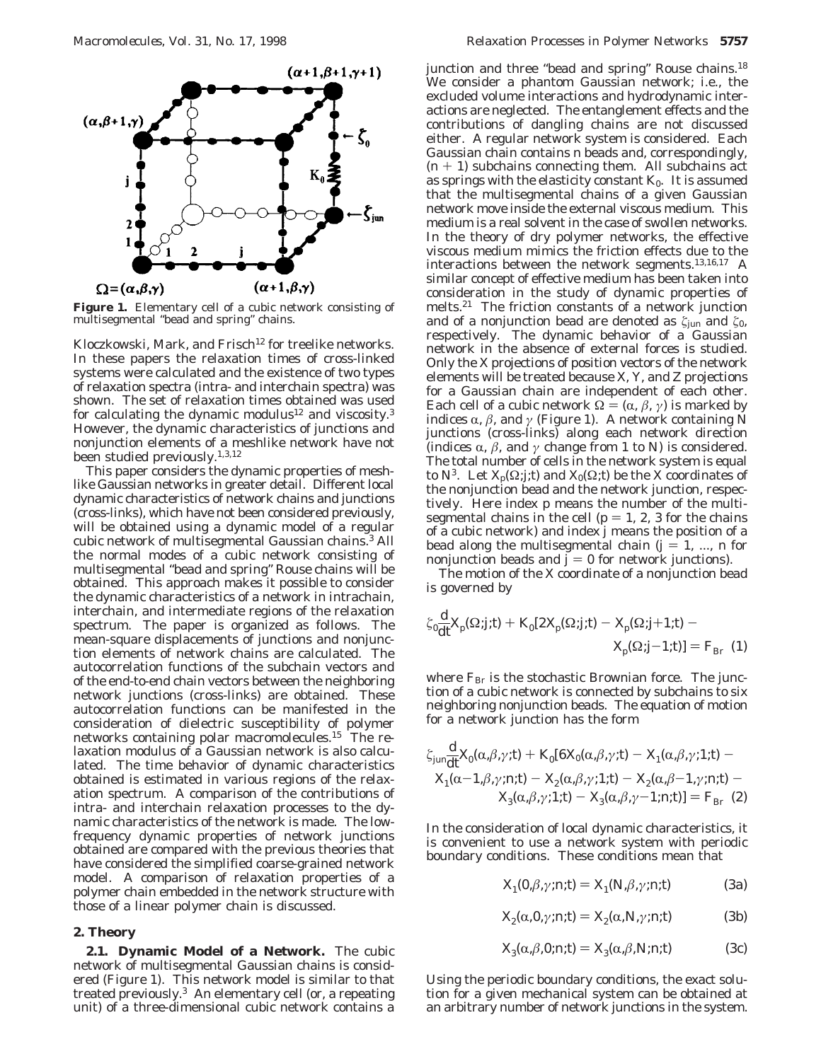**Figure 1.** Elementary cell of a cubic network consisting of multisegmental "bead and spring" chains.

Kloczkowski, Mark, and Frisch[12] for treelike networks. In these papers the relaxation times of cross-linked systems were calculated and the existence of two types of relaxation spectra (intra- and interchain spectra) was shown. The set of relaxation times obtained was used for calculating the dynamic modulus[12] and viscosity.[3] However, the dynamic characteristics of junctions and nonjunction elements of a meshlike network have not been studied previously.[1,3,12]

This paper considers the dynamic properties of meshlike Gaussian networks in greater detail. Different local dynamic characteristics of network chains and junctions (cross-links), which have not been considered previously, will be obtained using a dynamic model of a regular cubic network of multisegmental Gaussian chains.[3] All the normal modes of a cubic network consisting of multisegmental "bead and spring" Rouse chains will be obtained. This approach makes it possible to consider the dynamic characteristics of a network in intrachain, interchain, and intermediate regions of the relaxation spectrum. The paper is organized as follows. The mean-square displacements of junctions and nonjunction elements of network chains are calculated. The autocorrelation functions of the subchain vectors and of the end-to-end chain vectors between the neighboring network junctions (cross-links) are obtained. These autocorrelation functions can be manifested in the consideration of dielectric susceptibility of polymer networks containing polar macromolecules.[15] The relaxation modulus of a Gaussian network is also calculated. The time behavior of dynamic characteristics obtained is estimated in various regions of the relaxation spectrum. A comparison of the contributions of intra- and interchain relaxation processes to the dynamic characteristics of the network is made. The low-frequency dynamic properties of network junctions obtained are compared with the previous theories that have considered the simplified coarse-grained network model. A comparison of relaxation properties of a polymer chain embedded in the network structure with those of a linear polymer chain is discussed.

## 2. Theory

**2.1. Dynamic Model of a Network.** The cubic network of multisegmental Gaussian chains is considered (Figure 1). This network model is similar to that treated previously.[3] An elementary cell (or, a repeating unit) of a three-dimensional cubic network contains a junction and three "bead and spring" Rouse chains.[18] We consider a phantom Gaussian network; i.e., the excluded volume interactions and hydrodynamic interactions are neglected. The entanglement effects and the contributions of dangling chains are not discussed either. A regular network system is considered. Each Gaussian chain contains $n$ beads and, correspondingly, $(n + 1)$ subchains connecting them. All subchains act as springs with the elasticity constant $K_0$. It is assumed that the multisegmental chains of a given Gaussian network move inside the external viscous medium. This medium is a real solvent in the case of swollen networks. In the theory of dry polymer networks, the effective viscous medium mimics the friction effects due to the interactions between the network segments.[13,16,17] A similar concept of effective medium has been taken into consideration in the study of dynamic properties of melts.[21] The friction constants of a network junction and of a nonjunction bead are denoted as $\zeta_{jun}$ and $\zeta_0$, respectively. The dynamic behavior of a Gaussian network in the absence of external forces is studied. Only the X projections of position vectors of the network elements will be treated because X, Y, and Z projections for a Gaussian chain are independent of each other. Each cell of a cubic network $\Omega = (\alpha, \beta, \gamma)$ is marked by indices $\alpha$, $\beta$, and $\gamma$ (Figure 1). A network containing $N$ junctions (cross-links) along each network direction (indices $\alpha$, $\beta$, and $\gamma$ change from 1 to $N$) is considered. The total number of cells in the network system is equal to $N^3$. Let $X_p(\Omega;j;t)$ and $X_0(\Omega;t)$ be the X coordinates of the nonjunction bead and the network junction, respectively. Here index $p$ means the number of the multisegmental chains in the cell ($p = 1, 2, 3$ for the chains of a cubic network) and index $j$ means the position of a bead along the multisegmental chain ($j = 1, ..., n$ for nonjunction beads and $j = 0$ for network junctions).

The motion of the X coordinate of a nonjunction bead is governed by

$$\zeta_0 \frac{d}{dt} X_p(\Omega;j;t) + K_0[2X_p(\Omega;j;t) - X_p(\Omega;j+1;t) - X_p(\Omega;j-1;t)] = F_{Br} \quad (1)$$

where $F_{Br}$ is the stochastic Brownian force. The junction of a cubic network is connected by subchains to six neighboring nonjunction beads. The equation of motion for a network junction has the form

$$\zeta_{jun} \frac{d}{dt} X_0(\alpha,\beta,\gamma;t) + K_0[6X_0(\alpha,\beta,\gamma;t) - X_1(\alpha,\beta,\gamma;1;t) - X_1(\alpha-1,\beta,\gamma;n;t) - X_2(\alpha,\beta,\gamma;1;t) - X_2(\alpha,\beta-1,\gamma;n;t) - X_3(\alpha,\beta,\gamma;1;t) - X_3(\alpha,\beta,\gamma-1;n;t)] = F_{Br} \quad (2)$$

In the consideration of local dynamic characteristics, it is convenient to use a network system with periodic boundary conditions. These conditions mean that

$$X_1(0,\beta,\gamma;n;t) = X_1(N,\beta,\gamma;n;t) \quad (3a)$$

$$X_2(\alpha,0,\gamma;n;t) = X_2(\alpha,N,\gamma;n;t) \quad (3b)$$

$$X_3(\alpha,\beta,0;n;t) = X_3(\alpha,\beta,N;n;t) \quad (3c)$$

Using the periodic boundary conditions, the exact solution for a given mechanical system can be obtained at an arbitrary number of network junctions in the system.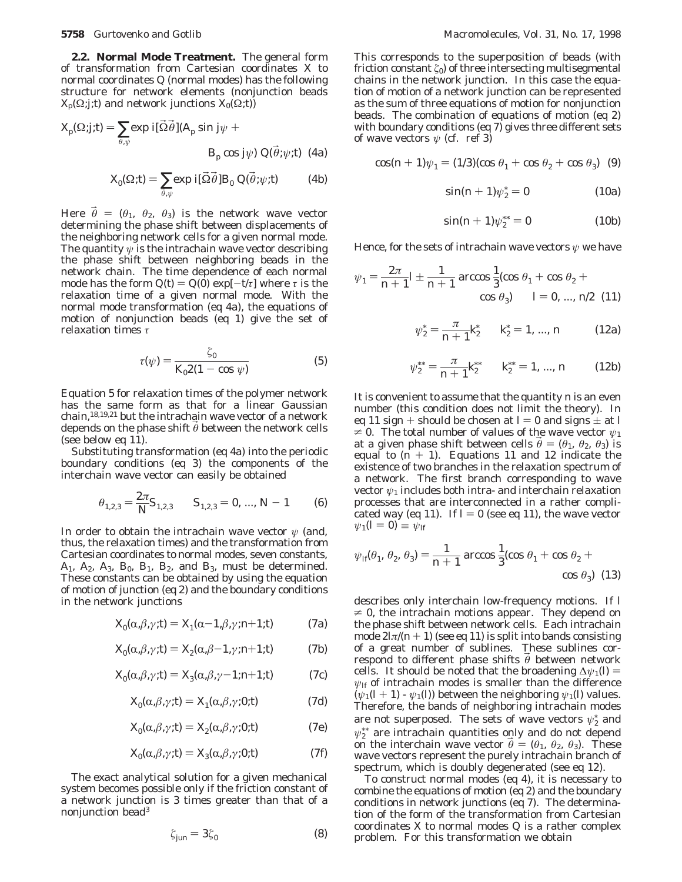**2.2. Normal Mode Treatment.** The general form of transformation from Cartesian coordinates X to normal coordinates Q (normal modes) has the following structure for network elements (nonjunction beads $X_p(\Omega;j;t)$ and network junctions $X_0(\Omega;t)$)

$$X_p(\Omega;j;t) = \sum_{\theta,\psi} \exp i[\vec{\Omega}\vec{\theta}](A_p \sin j\psi + B_p \cos j\psi)\, Q(\vec{\theta};\psi;t) \quad (4a)$$

$$X_0(\Omega;t) = \sum_{\theta,\psi} \exp i[\vec{\Omega}\vec{\theta}] B_0\, Q(\vec{\theta};\psi;t) \quad (4b)$$

Here $\vec{\theta} = (\theta_1, \theta_2, \theta_3)$ is the network wave vector determining the phase shift between displacements of the neighboring network cells for a given normal mode. The quantity $\psi$ is the intrachain wave vector describing the phase shift between neighboring beads in the network chain. The time dependence of each normal mode has the form $Q(t) = Q(0) \exp[-t/\tau]$ where $\tau$ is the relaxation time of a given normal mode. With the normal mode transformation (eq 4a), the equations of motion of nonjunction beads (eq 1) give the set of relaxation times $\tau$

$$\tau(\psi) = \frac{\zeta_0}{K_0 2(1 - \cos \psi)} \quad (5)$$

Equation 5 for relaxation times of the polymer network has the same form as that for a linear Gaussian chain,[18,19,21] but the intrachain wave vector of a network depends on the phase shift $\vec{\theta}$ between the network cells (see below eq 11).

Substituting transformation (eq 4a) into the periodic boundary conditions (eq 3) the components of the interchain wave vector can easily be obtained

$$\theta_{1,2,3} = \frac{2\pi}{N} S_{1,2,3} \qquad S_{1,2,3} = 0, ..., N - 1 \quad (6)$$

In order to obtain the intrachain wave vector $\psi$ (and, thus, the relaxation times) and the transformation from Cartesian coordinates to normal modes, seven constants, $A_1$, $A_2$, $A_3$, $B_0$, $B_1$, $B_2$, and $B_3$, must be determined. These constants can be obtained by using the equation of motion of junction (eq 2) and the boundary conditions in the network junctions

$$X_0(\alpha,\beta,\gamma;t) = X_1(\alpha-1,\beta,\gamma;n+1;t) \quad (7a)$$

$$X_0(\alpha,\beta,\gamma;t) = X_2(\alpha,\beta-1,\gamma;n+1;t) \quad (7b)$$

$$X_0(\alpha,\beta,\gamma;t) = X_3(\alpha,\beta,\gamma-1;n+1;t) \quad (7c)$$

$$X_0(\alpha,\beta,\gamma;t) = X_1(\alpha,\beta,\gamma;0;t) \quad (7d)$$

$$X_0(\alpha,\beta,\gamma;t) = X_2(\alpha,\beta,\gamma;0;t) \quad (7e)$$

$$X_0(\alpha,\beta,\gamma;t) = X_3(\alpha,\beta,\gamma;0;t) \quad (7f)$$

The exact analytical solution for a given mechanical system becomes possible only if the friction constant of a network junction is 3 times greater than that of a nonjunction bead[3]

$$\zeta_{jun} = 3\zeta_0 \quad (8)$$

This corresponds to the superposition of beads (with friction constant $\zeta_0$) of three intersecting multisegmental chains in the network junction. In this case the equation of motion of a network junction can be represented as the sum of three equations of motion for nonjunction beads. The combination of equations of motion (eq 2) with boundary conditions (eq 7) gives three different sets of wave vectors $\psi$ (cf. ref 3)

$$\cos(n + 1)\psi_1 = (1/3)(\cos \theta_1 + \cos \theta_2 + \cos \theta_3) \quad (9)$$

$$\sin(n + 1)\psi_2^* = 0 \quad (10a)$$

$$\sin(n + 1)\psi_2^{**} = 0 \quad (10b)$$

Hence, for the sets of intrachain wave vectors $\psi$ we have

$$\psi_1 = \frac{2\pi}{n+1} l \pm \frac{1}{n+1} \arccos \frac{1}{3}(\cos \theta_1 + \cos \theta_2 + \cos \theta_3) \qquad l = 0, ..., n/2 \quad (11)$$

$$\psi_2^* = \frac{\pi}{n+1} k_2^* \qquad k_2^* = 1, ..., n \quad (12a)$$

$$\psi_2^{**} = \frac{\pi}{n+1} k_2^{**} \qquad k_2^{**} = 1, ..., n \quad (12b)$$

It is convenient to assume that the quantity $n$ is an even number (this condition does not limit the theory). In eq 11 sign + should be chosen at $l = 0$ and signs $\pm$ at $l \neq 0$. The total number of values of the wave vector $\psi_1$ at a given phase shift between cells $\vec{\theta} = (\theta_1, \theta_2, \theta_3)$ is equal to $(n + 1)$. Equations 11 and 12 indicate the existence of two branches in the relaxation spectrum of a network. The first branch corresponding to wave vector $\psi_1$ includes both intra- and interchain relaxation processes that are interconnected in a rather complicated way (eq 11). If $l = 0$ (see eq 11), the wave vector $\psi_1(l = 0) \equiv \psi_{lf}$

$$\psi_{lf}(\theta_1, \theta_2, \theta_3) = \frac{1}{n+1} \arccos \frac{1}{3}(\cos \theta_1 + \cos \theta_2 + \cos \theta_3) \quad (13)$$

describes only interchain low-frequency motions. If $l \neq 0$, the intrachain motions appear. They depend on the phase shift between network cells. Each intrachain mode $2l\pi/(n + 1)$ (see eq 11) is split into bands consisting of a great number of sublines. These sublines correspond to different phase shifts $\vec{\theta}$ between network cells. It should be noted that the broadening $\Delta\psi_1(l) = \psi_{lf}$ of intrachain modes is smaller than the difference $(\psi_1(l + 1) - \psi_1(l))$ between the neighboring $\psi_1(l)$ values. Therefore, the bands of neighboring intrachain modes are not superposed. The sets of wave vectors $\psi_2^*$ and $\psi_2^{**}$ are intrachain quantities only and do not depend on the interchain wave vector $\vec{\theta} = (\theta_1, \theta_2, \theta_3)$. These wave vectors represent the purely intrachain branch of spectrum, which is doubly degenerated (see eq 12).

To construct normal modes (eq 4), it is necessary to combine the equations of motion (eq 2) and the boundary conditions in network junctions (eq 7). The determination of the form of the transformation from Cartesian coordinates X to normal modes Q is a rather complex problem. For this transformation we obtain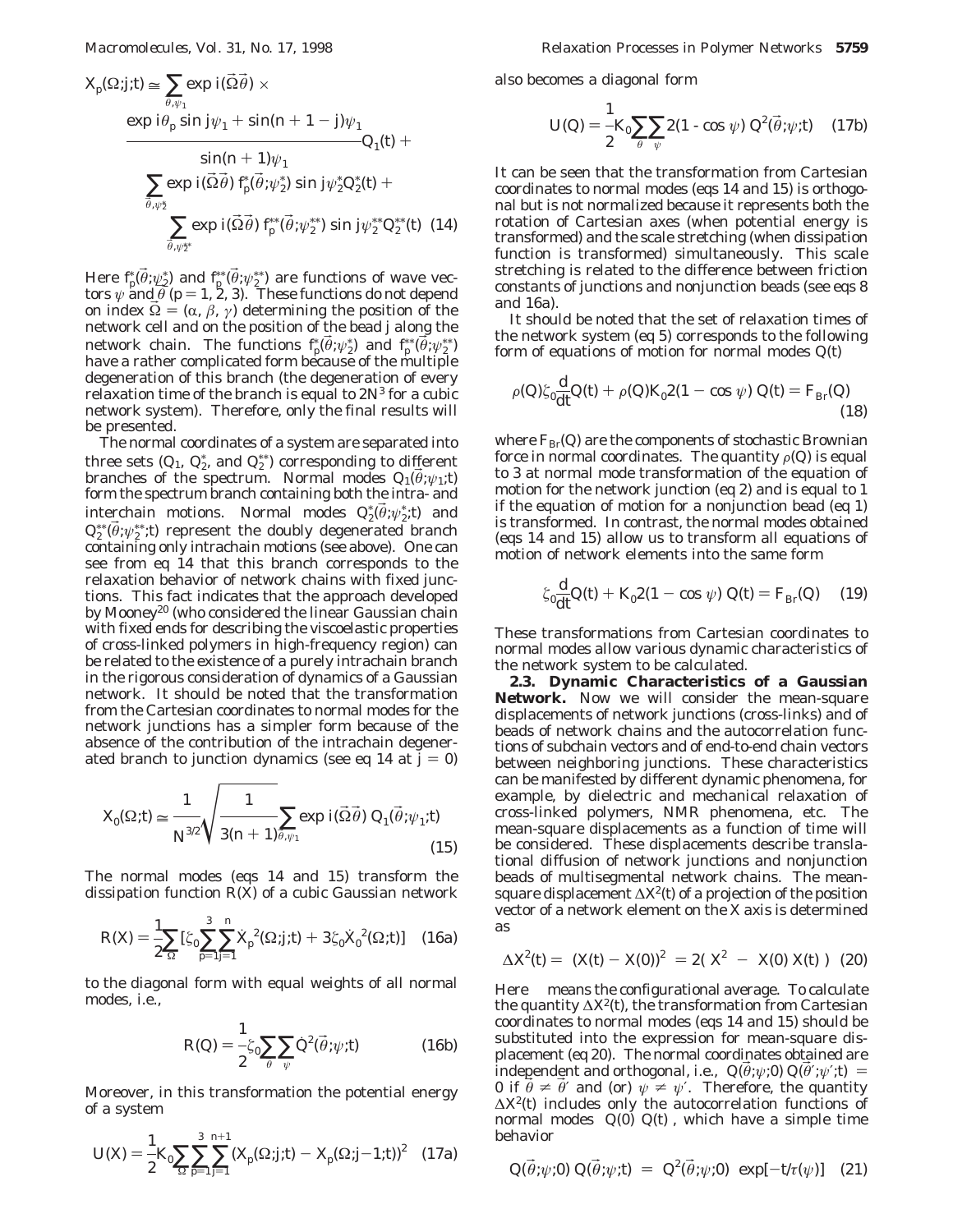$$X_p(\Omega;j;t) \cong \sum_{\vec{\theta},\psi_1} \exp i(\vec{\Omega}\vec{\theta}) \times \frac{\exp i\theta_p \sin j\psi_1 + \sin(n+1-j)\psi_1}{\sin(n+1)\psi_1} Q_1(t) + \sum_{\vec{\theta},\psi_2^*} \exp i(\vec{\Omega}\vec{\theta})\, f_p^*(\vec{\theta};\psi_2^*) \sin j\psi_2^* Q_2^*(t) + \sum_{\vec{\theta},\psi_2^{**}} \exp i(\vec{\Omega}\vec{\theta})\, f_p^{**}(\vec{\theta};\psi_2^{**}) \sin j\psi_2^{**} Q_2^{**}(t) \quad (14)$$

Here $f_p^*(\vec{\theta};\psi_2^*)$ and $f_p^{**}(\vec{\theta};\psi_2^{**})$ are functions of wave vectors $\psi$ and $\vec{\theta}$ ($p = 1, 2, 3$). These functions do not depend on index $\vec{\Omega} = (\alpha, \beta, \gamma)$ determining the position of the network cell and on the position of the bead $j$ along the network chain. The functions $f_p^*(\vec{\theta};\psi_2^*)$ and $f_p^{**}(\vec{\theta};\psi_2^{**})$ have a rather complicated form because of the multiple degeneration of this branch (the degeneration of every relaxation time of the branch is equal to $2N^3$ for a cubic network system). Therefore, only the final results will be presented.

The normal coordinates of a system are separated into three sets ($Q_1$, $Q_2^*$, and $Q_2^{**}$) corresponding to different branches of the spectrum. Normal modes $Q_1(\vec{\theta};\psi_1;t)$ form the spectrum branch containing both the intra- and interchain motions. Normal modes $Q_2^*(\vec{\theta};\psi_2^*;t)$ and $Q_2^{**}(\vec{\theta};\psi_2^{**};t)$ represent the doubly degenerated branch containing only intrachain motions (see above). One can see from eq 14 that this branch corresponds to the relaxation behavior of network chains with fixed junctions. This fact indicates that the approach developed by Mooney[20] (who considered the linear Gaussian chain with fixed ends for describing the viscoelastic properties of cross-linked polymers in high-frequency region) can be related to the existence of a purely intrachain branch in the rigorous consideration of dynamics of a Gaussian network. It should be noted that the transformation from the Cartesian coordinates to normal modes for the network junctions has a simpler form because of the absence of the contribution of the intrachain degenerated branch to junction dynamics (see eq 14 at $j = 0$)

$$X_0(\Omega;t) \cong \frac{1}{N^{3/2}}\sqrt{\frac{1}{3(n+1)}} \sum_{\vec{\theta},\psi_1} \exp i(\vec{\Omega}\vec{\theta})\, Q_1(\vec{\theta};\psi_1;t) \quad (15)$$

The normal modes (eqs 14 and 15) transform the dissipation function $R(X)$ of a cubic Gaussian network

$$R(X) = \frac{1}{2}\sum_{\Omega} [\zeta_0 \sum_{p=1}^{3}\sum_{j=1}^{n} \dot{X}_p^{\,2}(\Omega;j;t) + 3\zeta_0 \dot{X}_0^{\,2}(\Omega;t)] \quad (16a)$$

to the diagonal form with equal weights of all normal modes, i.e.,

$$R(Q) = \frac{1}{2}\zeta_0 \sum_{\theta}\sum_{\psi} \dot{Q}^2(\vec{\theta};\psi;t) \quad (16b)$$

Moreover, in this transformation the potential energy of a system

$$U(X) = \frac{1}{2}K_0 \sum_{\Omega}\sum_{p=1}^{3}\sum_{j=1}^{n+1} (X_p(\Omega;j;t) - X_p(\Omega;j-1;t))^2 \quad (17a)$$

also becomes a diagonal form

$$U(Q) = \frac{1}{2}K_0 \sum_{\theta}\sum_{\psi} 2(1 - \cos\psi)\, Q^2(\vec{\theta};\psi;t) \quad (17b)$$

It can be seen that the transformation from Cartesian coordinates to normal modes (eqs 14 and 15) is orthogonal but is not normalized because it represents both the rotation of Cartesian axes (when potential energy is transformed) and the scale stretching (when dissipation function is transformed) simultaneously. This scale stretching is related to the difference between friction constants of junctions and nonjunction beads (see eqs 8 and 16a).

It should be noted that the set of relaxation times of the network system (eq 5) corresponds to the following form of equations of motion for normal modes $Q(t)$

$$\rho(Q)\zeta_0 \frac{d}{dt}Q(t) + \rho(Q)K_0 2(1 - \cos\psi)\, Q(t) = F_{Br}(Q) \quad (18)$$

where $F_{Br}(Q)$ are the components of stochastic Brownian force in normal coordinates. The quantity $\rho(Q)$ is equal to 3 at normal mode transformation of the equation of motion for the network junction (eq 2) and is equal to 1 if the equation of motion for a nonjunction bead (eq 1) is transformed. In contrast, the normal modes obtained (eqs 14 and 15) allow us to transform all equations of motion of network elements into the same form

$$\zeta_0 \frac{d}{dt}Q(t) + K_0 2(1 - \cos\psi)\, Q(t) = F_{Br}(Q) \quad (19)$$

These transformations from Cartesian coordinates to normal modes allow various dynamic characteristics of the network system to be calculated.

**2.3. Dynamic Characteristics of a Gaussian Network.** Now we will consider the mean-square displacements of network junctions (cross-links) and of beads of network chains and the autocorrelation functions of subchain vectors and of end-to-end chain vectors between neighboring junctions. These characteristics can be manifested by different dynamic phenomena, for example, by dielectric and mechanical relaxation of cross-linked polymers, NMR phenomena, etc. The mean-square displacements as a function of time will be considered. These displacements describe translational diffusion of network junctions and nonjunction beads of multisegmental network chains. The mean-square displacement $\Delta X^2(t)$ of a projection of the position vector of a network element on the $X$ axis is determined as

$$\Delta X^2(t) = \langle (X(t) - X(0))^2 \rangle = 2(\langle X^2 \rangle - \langle X(0)\, X(t) \rangle) \quad (20)$$

Here $\langle\,\rangle$ means the configurational average. To calculate the quantity $\Delta X^2(t)$, the transformation from Cartesian coordinates to normal modes (eqs 14 and 15) should be substituted into the expression for mean-square displacement (eq 20). The normal coordinates obtained are independent and orthogonal, i.e., $\langle Q(\vec{\theta};\psi;0)\, Q(\vec{\theta}';\psi';t)\rangle = 0$ if $\vec{\theta} \neq \vec{\theta}'$ and (or) $\psi \neq \psi'$. Therefore, the quantity $\Delta X^2(t)$ includes only the autocorrelation functions of normal modes $\langle Q(0)\, Q(t)\rangle$, which have a simple time behavior

$$\langle Q(\vec{\theta};\psi;0)\, Q(\vec{\theta};\psi;t)\rangle = \langle Q^2(\vec{\theta};\psi;0)\rangle \exp[-t/\tau(\psi)] \quad (21)$$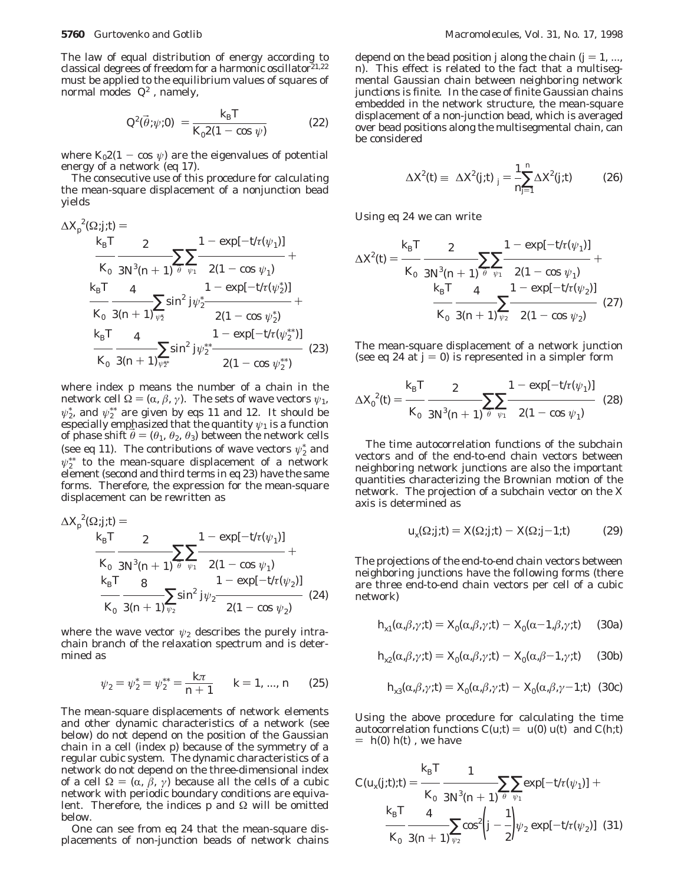The law of equal distribution of energy according to classical degrees of freedom for a harmonic oscillator[21,22] must be applied to the equilibrium values of squares of normal modes $\langle Q^2\rangle$, namely,

$$\langle Q^2(\vec{\theta};\psi;0)\rangle = \frac{k_B T}{K_0 2(1 - \cos\psi)} \tag{22}$$

where $K_0 2(1 - \cos\psi)$ are the eigenvalues of potential energy of a network (eq 17).

The consecutive use of this procedure for calculating the mean-square displacement of a nonjunction bead yields

$$\begin{aligned}\Delta X_p^{\,2}(\Omega;j;t) = {} & \frac{k_B T}{K_0}\frac{2}{3N^3(n+1)}\sum_{\theta}\sum_{\psi_1}\frac{1 - \exp[-t/\tau(\psi_1)]}{2(1 - \cos\psi_1)} + \\ & \frac{k_B T}{K_0}\frac{4}{3(n+1)}\sum_{\psi_2^*}\sin^2 j\psi_2^*\frac{1 - \exp[-t/\tau(\psi_2^*)]}{2(1 - \cos\psi_2^*)} + \\ & \frac{k_B T}{K_0}\frac{4}{3(n+1)}\sum_{\psi_2^{**}}\sin^2 j\psi_2^{**}\frac{1 - \exp[-t/\tau(\psi_2^{**})]}{2(1 - \cos\psi_2^{**})}\end{aligned} \tag{23}$$

where index $p$ means the number of a chain in the network cell $\Omega = (\alpha, \beta, \gamma)$. The sets of wave vectors $\psi_1$, $\psi_2^*$, and $\psi_2^{**}$ are given by eqs 11 and 12. It should be especially emphasized that the quantity $\psi_1$ is a function of phase shift $\vec{\theta} = (\theta_1, \theta_2, \theta_3)$ between the network cells (see eq 11). The contributions of wave vectors $\psi_2^*$ and $\psi_2^{**}$ to the mean-square displacement of a network element (second and third terms in eq 23) have the same forms. Therefore, the expression for the mean-square displacement can be rewritten as

$$\begin{aligned}\Delta X_p^{\,2}(\Omega;j;t) = {} & \frac{k_B T}{K_0}\frac{2}{3N^3(n+1)}\sum_{\theta}\sum_{\psi_1}\frac{1 - \exp[-t/\tau(\psi_1)]}{2(1 - \cos\psi_1)} + \\ & \frac{k_B T}{K_0}\frac{8}{3(n+1)}\sum_{\psi_2}\sin^2 j\psi_2\frac{1 - \exp[-t/\tau(\psi_2)]}{2(1 - \cos\psi_2)}\end{aligned} \tag{24}$$

where the wave vector $\psi_2$ describes the purely intrachain branch of the relaxation spectrum and is determined as

$$\psi_2 = \psi_2^* = \psi_2^{**} = \frac{k\pi}{n+1} \qquad k = 1, ..., n \tag{25}$$

The mean-square displacements of network elements and other dynamic characteristics of a network (see below) do not depend on the position of the Gaussian chain in a cell (index $p$) because of the symmetry of a regular cubic system. The dynamic characteristics of a network do not depend on the three-dimensional index of a cell $\Omega = (\alpha, \beta, \gamma)$ because all the cells of a cubic network with periodic boundary conditions are equivalent. Therefore, the indices $p$ and $\Omega$ will be omitted below.

One can see from eq 24 that the mean-square displacements of non-junction beads of network chains depend on the bead position $j$ along the chain ($j = 1, ..., n$). This effect is related to the fact that a multisegmental Gaussian chain between neighboring network junctions is finite. In the case of finite Gaussian chains embedded in the network structure, the mean-square displacement of a non-junction bead, which is averaged over bead positions along the multisegmental chain, can be considered

$$\Delta X^2(t) \equiv \langle \Delta X^2(j;t)\rangle_j = \frac{1}{n}\sum_{j=1}^{n}\Delta X^2(j;t) \tag{26}$$

Using eq 24 we can write

$$\begin{aligned}\Delta X^2(t) = {} & \frac{k_B T}{K_0}\frac{2}{3N^3(n+1)}\sum_{\theta}\sum_{\psi_1}\frac{1 - \exp[-t/\tau(\psi_1)]}{2(1 - \cos\psi_1)} + \\ & \frac{k_B T}{K_0}\frac{4}{3(n+1)}\sum_{\psi_2}\frac{1 - \exp[-t/\tau(\psi_2)]}{2(1 - \cos\psi_2)}\end{aligned} \tag{27}$$

The mean-square displacement of a network junction (see eq 24 at $j = 0$) is represented in a simpler form

$$\Delta X_0^{\,2}(t) = \frac{k_B T}{K_0}\frac{2}{3N^3(n+1)}\sum_{\theta}\sum_{\psi_1}\frac{1 - \exp[-t/\tau(\psi_1)]}{2(1 - \cos\psi_1)} \tag{28}$$

The time autocorrelation functions of the subchain vectors and of the end-to-end chain vectors between neighboring network junctions are also the important quantities characterizing the Brownian motion of the network. The projection of a subchain vector on the $X$ axis is determined as

$$u_x(\Omega;j;t) = X(\Omega;j;t) - X(\Omega;j-1;t) \tag{29}$$

The projections of the end-to-end chain vectors between neighboring junctions have the following forms (there are three end-to-end chain vectors per cell of a cubic network)

$$h_{x1}(\alpha,\beta,\gamma;t) = X_0(\alpha,\beta,\gamma;t) - X_0(\alpha-1,\beta,\gamma;t) \tag{30a}$$

$$h_{x2}(\alpha,\beta,\gamma;t) = X_0(\alpha,\beta,\gamma;t) - X_0(\alpha,\beta-1,\gamma;t) \tag{30b}$$

$$h_{x3}(\alpha,\beta,\gamma;t) = X_0(\alpha,\beta,\gamma;t) - X_0(\alpha,\beta,\gamma-1;t) \tag{30c}$$

Using the above procedure for calculating the time autocorrelation functions $C(u;t) = \langle u(0)\, u(t)\rangle$ and $C(h;t) = \langle h(0)\, h(t)\rangle$, we have

$$\begin{aligned}C(u_x(j;t);t) = {} & \frac{k_B T}{K_0}\frac{1}{3N^3(n+1)}\sum_{\theta}\sum_{\psi_1}\exp[-t/\tau(\psi_1)] + \\ & \frac{k_B T}{K_0}\frac{4}{3(n+1)}\sum_{\psi_2}\cos^2\left(j - \frac{1}{2}\right)\psi_2\exp[-t/\tau(\psi_2)]\end{aligned} \tag{31}$$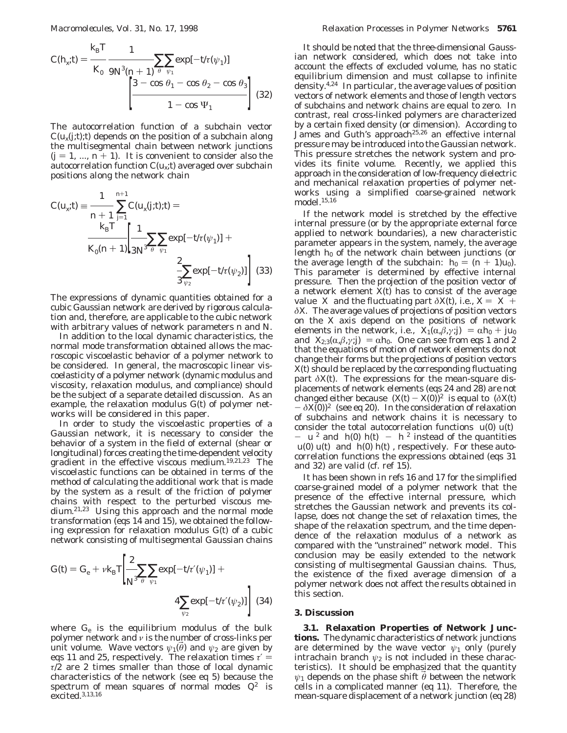$$C(h_x;t) = \frac{k_B T}{K_0} \frac{1}{9N^3(n+1)} \sum_\theta \sum_{\psi_1} \exp[-t/\tau(\psi_1)] \left[\frac{3 - \cos\theta_1 - \cos\theta_2 - \cos\theta_3}{1 - \cos\Psi_1}\right] \quad (32)$$

The autocorrelation function of a subchain vector $C(u_x(j;t);t)$ depends on the position of a subchain along the multisegmental chain between network junctions ($j = 1, ..., n + 1$). It is convenient to consider also the autocorrelation function $C(u_x;t)$ averaged over subchain positions along the network chain

$$C(u_x;t) \equiv \frac{1}{n+1}\sum_{j=1}^{n+1} C(u_x(j;t);t) = \frac{k_B T}{K_0(n+1)}\left[\frac{1}{3N^3}\sum_\theta \sum_{\psi_1} \exp[-t/\tau(\psi_1)] + \frac{2}{3}\sum_{\psi_2} \exp[-t/\tau(\psi_2)]\right] \quad (33)$$

The expressions of dynamic quantities obtained for a cubic Gaussian network are derived by rigorous calculation and, therefore, are applicable to the cubic network with arbitrary values of network parameters $n$ and $N$.

In addition to the local dynamic characteristics, the normal mode transformation obtained allows the macroscopic viscoelastic behavior of a polymer network to be considered. In general, the macroscopic linear viscoelasticity of a polymer network (dynamic modulus and viscosity, relaxation modulus, and compliance) should be the subject of a separate detailed discussion. As an example, the relaxation modulus $G(t)$ of polymer networks will be considered in this paper.

In order to study the viscoelastic properties of a Gaussian network, it is necessary to consider the behavior of a system in the field of external (shear or longitudinal) forces creating the time-dependent velocity gradient in the effective viscous medium.[19,21,23] The viscoelastic functions can be obtained in terms of the method of calculating the additional work that is made by the system as a result of the friction of polymer chains with respect to the perturbed viscous medium.[21,23] Using this approach and the normal mode transformation (eqs 14 and 15), we obtained the following expression for relaxation modulus $G(t)$ of a cubic network consisting of multisegmental Gaussian chains

$$G(t) = G_e + \nu k_B T\left[\frac{2}{N^3}\sum_\theta \sum_{\psi_1} \exp[-t/\tau'(\psi_1)] + 4\sum_{\psi_2} \exp[-t/\tau'(\psi_2)]\right] \quad (34)$$

where $G_e$ is the equilibrium modulus of the bulk polymer network and $\nu$ is the number of cross-links per unit volume. Wave vectors $\psi_1(\vec{\theta})$ and $\psi_2$ are given by eqs 11 and 25, respectively. The relaxation times $\tau' = \tau/2$ are 2 times smaller than those of local dynamic characteristics of the network (see eq 5) because the spectrum of mean squares of normal modes $\langle Q^2\rangle$ is excited.[3,13,16]

It should be noted that the three-dimensional Gaussian network considered, which does not take into account the effects of excluded volume, has no static equilibrium dimension and must collapse to infinite density.[4,24] In particular, the average values of position vectors of network elements and those of length vectors of subchains and network chains are equal to zero. In contrast, real cross-linked polymers are characterized by a certain fixed density (or dimension). According to James and Guth's approach[25,26] an effective internal pressure may be introduced into the Gaussian network. This pressure stretches the network system and provides its finite volume. Recently, we applied this approach in the consideration of low-frequency dielectric and mechanical relaxation properties of polymer networks using a simplified coarse-grained network model.[15,16]

If the network model is stretched by the effective internal pressure (or by the appropriate external force applied to network boundaries), a new characteristic parameter appears in the system, namely, the average length $h_0$ of the network chain between junctions (or the average length of the subchain: $h_0 = (n + 1)u_0$). This parameter is determined by effective internal pressure. Then the projection of the position vector of a network element $X(t)$ has to consist of the average value $\langle X\rangle$ and the fluctuating part $\delta X(t)$, i.e., $X = \langle X\rangle + \delta X$. The average values of projections of position vectors on the X axis depend on the positions of network elements in the network, i.e., $\langle X_1(\alpha,\beta,\gamma;j)\rangle = \alpha h_0 + j u_0$ and $\langle X_{2;3}(\alpha,\beta,\gamma;j)\rangle = \alpha h_0$. One can see from eqs 1 and 2 that the equations of motion of network elements do not change their forms but the projections of position vectors $X(t)$ should be replaced by the corresponding fluctuating part $\delta X(t)$. The expressions for the mean-square displacements of network elements (eqs 24 and 28) are not changed either because $\langle (X(t) - X(0))^2\rangle$ is equal to $\langle(\delta X(t) - \delta X(0))^2\rangle$ (see eq 20). In the consideration of relaxation of subchains and network chains it is necessary to consider the total autocorrelation functions $\langle u(0)\, u(t)\rangle - \langle u\rangle^2$ and $\langle h(0)\, h(t)\rangle - \langle h\rangle^2$ instead of the quantities $\langle u(0)\, u(t)\rangle$ and $\langle h(0)\, h(t)\rangle$, respectively. For these autocorrelation functions the expressions obtained (eqs 31 and 32) are valid (cf. ref 15).

It has been shown in refs 16 and 17 for the simplified coarse-grained model of a polymer network that the presence of the effective internal pressure, which stretches the Gaussian network and prevents its collapse, does not change the set of relaxation times, the shape of the relaxation spectrum, and the time dependence of the relaxation modulus of a network as compared with the "unstrained" network model. This conclusion may be easily extended to the network consisting of multisegmental Gaussian chains. Thus, the existence of the fixed average dimension of a polymer network does not affect the results obtained in this section.

## 3. Discussion

**3.1. Relaxation Properties of Network Junctions.** The dynamic characteristics of network junctions are determined by the wave vector $\psi_1$ only (purely intrachain branch $\psi_2$ is not included in these characteristics). It should be emphasized that the quantity $\psi_1$ depends on the phase shift $\vec{\theta}$ between the network cells in a complicated manner (eq 11). Therefore, the mean-square displacement of a network junction (eq 28)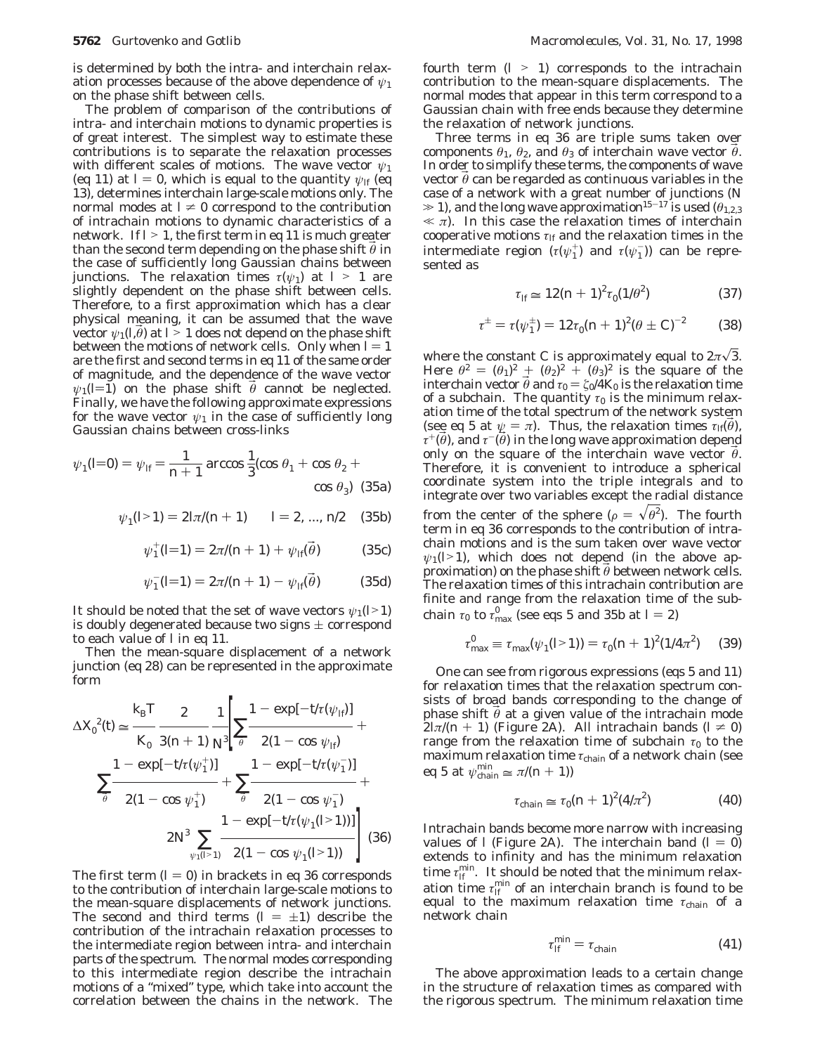is determined by both the intra- and interchain relaxation processes because of the above dependence of $\psi_1$ on the phase shift between cells.

The problem of comparison of the contributions of intra- and interchain motions to dynamic properties is of great interest. The simplest way to estimate these contributions is to separate the relaxation processes with different scales of motions. The wave vector $\psi_1$ (eq 11) at $l = 0$, which is equal to the quantity $\psi_{lf}$ (eq 13), determines interchain large-scale motions only. The normal modes at $l \neq 0$ correspond to the contribution of intrachain motions to dynamic characteristics of a network. If $l > 1$, the first term in eq 11 is much greater than the second term depending on the phase shift $\vec{\theta}$ in the case of sufficiently long Gaussian chains between junctions. The relaxation times $\tau(\psi_1)$ at $l > 1$ are slightly dependent on the phase shift between cells. Therefore, to a first approximation which has a clear physical meaning, it can be assumed that the wave vector $\psi_1(l,\vec{\theta})$ at $l > 1$ does not depend on the phase shift between the motions of network cells. Only when $l = 1$ are the first and second terms in eq 11 of the same order of magnitude, and the dependence of the wave vector $\psi_1(l=1)$ on the phase shift $\vec{\theta}$ cannot be neglected. Finally, we have the following approximate expressions for the wave vector $\psi_1$ in the case of sufficiently long Gaussian chains between cross-links

$$\psi_1(l=0) = \psi_{lf} = \frac{1}{n+1}\arccos\frac{1}{3}(\cos\theta_1 + \cos\theta_2 + \cos\theta_3) \quad (35a)$$

$$\psi_1(l>1) = 2l\pi/(n+1) \qquad l = 2, ..., n/2 \quad (35b)$$

$$\psi_1^{+}(l=1) = 2\pi/(n+1) + \psi_{lf}(\vec{\theta}) \quad (35c)$$

$$\psi_1^{-}(l=1) = 2\pi/(n+1) - \psi_{lf}(\vec{\theta}) \quad (35d)$$

It should be noted that the set of wave vectors $\psi_1(l>1)$ is doubly degenerated because two signs $\pm$ correspond to each value of $l$ in eq 11.

Then the mean-square displacement of a network junction (eq 28) can be represented in the approximate form

$$\Delta X_0^{\,2}(t) \cong \frac{k_BT}{K_0}\frac{2}{3(n+1)}\frac{1}{N^3}\left[\sum_{\theta}\frac{1-\exp[-t/\tau(\psi_{lf})]}{2(1-\cos\psi_{lf})} + \sum_{\theta}\frac{1-\exp[-t/\tau(\psi_1^{+})]}{2(1-\cos\psi_1^{+})} + \sum_{\theta}\frac{1-\exp[-t/\tau(\psi_1^{-})]}{2(1-\cos\psi_1^{-})} + 2N^3\sum_{\psi_1(l>1)}\frac{1-\exp[-t/\tau(\psi_1(l>1))]}{2(1-\cos\psi_1(l>1))}\right] \quad (36)$$

The first term ($l = 0$) in brackets in eq 36 corresponds to the contribution of interchain large-scale motions to the mean-square displacements of network junctions. The second and third terms ($l = \pm 1$) describe the contribution of the intrachain relaxation processes to the intermediate region between intra- and interchain parts of the spectrum. The normal modes corresponding to this intermediate region describe the intrachain motions of a "mixed" type, which take into account the correlation between the chains in the network. The fourth term ($l > 1$) corresponds to the intrachain contribution to the mean-square displacements. The normal modes that appear in this term correspond to a Gaussian chain with free ends because they determine the relaxation of network junctions.

Three terms in eq 36 are triple sums taken over components $\theta_1$, $\theta_2$, and $\theta_3$ of interchain wave vector $\vec{\theta}$. In order to simplify these terms, the components of wave vector $\vec{\theta}$ can be regarded as continuous variables in the case of a network with a great number of junctions ($N \gg 1$), and the long wave approximation[15-17] is used ($\theta_{1,2,3} \ll \pi$). In this case the relaxation times of interchain cooperative motions $\tau_{lf}$ and the relaxation times in the intermediate region ($\tau(\psi_1^{+})$ and $\tau(\psi_1^{-})$) can be represented as

$$\tau_{lf} \cong 12(n+1)^2\tau_0(1/\theta^2) \quad (37)$$

$$\tau^{\pm} = \tau(\psi_1^{\pm}) = 12\tau_0(n+1)^2(\theta \pm C)^{-2} \quad (38)$$

where the constant $C$ is approximately equal to $2\pi\sqrt{3}$. Here $\theta^2 = (\theta_1)^2 + (\theta_2)^2 + (\theta_3)^2$ is the square of the interchain vector $\vec{\theta}$ and $\tau_0 = \zeta_0/4K_0$ is the relaxation time of a subchain. The quantity $\tau_0$ is the minimum relaxation time of the total spectrum of the network system (see eq 5 at $\psi = \pi$). Thus, the relaxation times $\tau_{lf}(\vec{\theta})$, $\tau^{+}(\vec{\theta})$, and $\tau^{-}(\vec{\theta})$ in the long wave approximation depend only on the square of the interchain wave vector $\vec{\theta}$. Therefore, it is convenient to introduce a spherical coordinate system into the triple integrals and to integrate over two variables except the radial distance from the center of the sphere ($\rho = \sqrt{\theta^2}$). The fourth term in eq 36 corresponds to the contribution of intrachain motions and is the sum taken over wave vector $\psi_1(l>1)$, which does not depend (in the above approximation) on the phase shift $\vec{\theta}$ between network cells. The relaxation times of this intrachain contribution are finite and range from the relaxation time of the subchain $\tau_0$ to $\tau_{max}^{0}$ (see eqs 5 and 35b at $l = 2$)

$$\tau_{max}^{0} \equiv \tau_{max}(\psi_1(l>1)) = \tau_0(n+1)^2(1/4\pi^2) \quad (39)$$

One can see from rigorous expressions (eqs 5 and 11) for relaxation times that the relaxation spectrum consists of broad bands corresponding to the change of phase shift $\vec{\theta}$ at a given value of the intrachain mode $2l\pi/(n+1)$ (Figure 2A). All intrachain bands ($l \neq 0$) range from the relaxation time of subchain $\tau_0$ to the maximum relaxation time $\tau_{chain}$ of a network chain (see eq 5 at $\psi_{chain}^{min} \cong \pi/(n+1)$)

$$\tau_{chain} \cong \tau_0(n+1)^2(4/\pi^2) \quad (40)$$

Intrachain bands become more narrow with increasing values of $l$ (Figure 2A). The interchain band ($l = 0$) extends to infinity and has the minimum relaxation time $\tau_{lf}^{min}$. It should be noted that the minimum relaxation time $\tau_{lf}^{min}$ of an interchain branch is found to be equal to the maximum relaxation time $\tau_{chain}$ of a network chain

$$\tau_{lf}^{min} = \tau_{chain} \quad (41)$$

The above approximation leads to a certain change in the structure of relaxation times as compared with the rigorous spectrum. The minimum relaxation time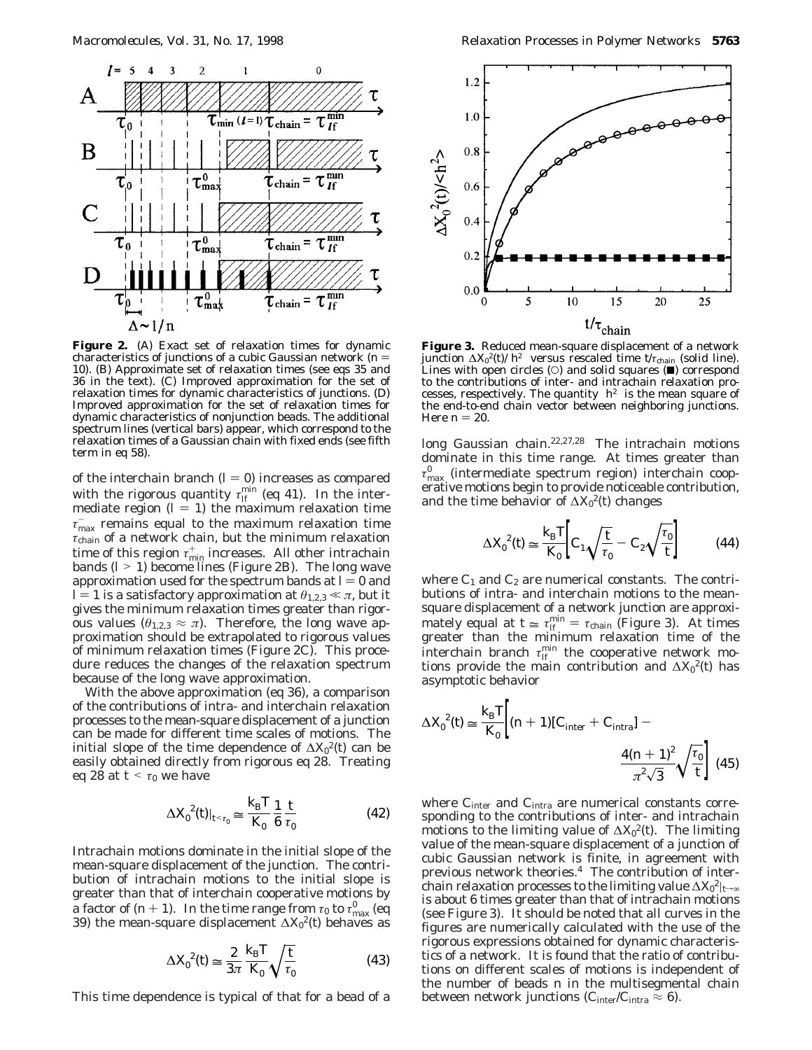**Figure 2.** (A) Exact set of relaxation times for dynamic characteristics of junctions of a cubic Gaussian network ($n$ = 10). (B) Approximate set of relaxation times (see eqs 35 and 36 in the text). (C) Improved approximation for the set of relaxation times for dynamic characteristics of junctions. (D) Improved approximation for the set of relaxation times for dynamic characteristics of nonjunction beads. The additional spectrum lines (vertical bars) appear, which correspond to the relaxation times of a Gaussian chain with fixed ends (see fifth term in eq 58).

of the interchain branch ($l$ = 0) increases as compared with the rigorous quantity $\tau_{lf}^{min}$ (eq 41). In the intermediate region ($l$ = 1) the maximum relaxation time $\tau_{max}^{-}$ remains equal to the maximum relaxation time $\tau_{chain}$ of a network chain, but the minimum relaxation time of this region $\tau_{min}^{+}$ increases. All other intrachain bands ($l$ > 1) become lines (Figure 2B). The long wave approximation used for the spectrum bands at $l$ = 0 and $l$ = 1 is a satisfactory approximation at $\theta_{1,2,3} \ll \pi$, but it gives the minimum relaxation times greater than rigorous values ($\theta_{1,2,3} \approx \pi$). Therefore, the long wave approximation should be extrapolated to rigorous values of minimum relaxation times (Figure 2C). This procedure reduces the changes of the relaxation spectrum because of the long wave approximation.

With the above approximation (eq 36), a comparison of the contributions of intra- and interchain relaxation processes to the mean-square displacement of a junction can be made for different time scales of motions. The initial slope of the time dependence of $\Delta X_0^2(t)$ can be easily obtained directly from rigorous eq 28. Treating eq 28 at $t < \tau_0$ we have

$$\Delta X_0^2(t)|_{t<\tau_0} \cong \frac{k_B T}{K_0} \frac{1}{6} \frac{t}{\tau_0} \tag{42}$$

Intrachain motions dominate in the initial slope of the mean-square displacement of the junction. The contribution of intrachain motions to the initial slope is greater than that of interchain cooperative motions by a factor of ($n$ + 1). In the time range from $\tau_0$ to $\tau_{max}^0$ (eq 39) the mean-square displacement $\Delta X_0^2(t)$ behaves as

$$\Delta X_0^2(t) \cong \frac{2}{3\pi} \frac{k_B T}{K_0} \sqrt{\frac{t}{\tau_0}} \tag{43}$$

This time dependence is typical of that for a bead of a long Gaussian chain.[22,27,28] The intrachain motions dominate in this time range. At times greater than $\tau_{max}^0$ (intermediate spectrum region) interchain cooperative motions begin to provide noticeable contribution, and the time behavior of $\Delta X_0^2(t)$ changes

$$\Delta X_0^2(t) \cong \frac{k_B T}{K_0}\left[C_1\sqrt{\frac{t}{\tau_0}} - C_2\sqrt{\frac{\tau_0}{t}}\right] \tag{44}$$

where $C_1$ and $C_2$ are numerical constants. The contributions of intra- and interchain motions to the mean-square displacement of a network junction are approximately equal at $t \cong \tau_{lf}^{min} = \tau_{chain}$ (Figure 3). At times greater than the minimum relaxation time of the interchain branch $\tau_{lf}^{min}$ the cooperative network motions provide the main contribution and $\Delta X_0^2(t)$ has asymptotic behavior

$$\Delta X_0^2(t) \cong \frac{k_B T}{K_0}\left[(n+1)[C_{inter} + C_{intra}] - \frac{4(n+1)^2}{\pi^2\sqrt{3}}\sqrt{\frac{\tau_0}{t}}\right] \tag{45}$$

where $C_{inter}$ and $C_{intra}$ are numerical constants corresponding to the contributions of inter- and intrachain motions to the limiting value of $\Delta X_0^2(t)$. The limiting value of the mean-square displacement of a junction of cubic Gaussian network is finite, in agreement with previous network theories.[4] The contribution of interchain relaxation processes to the limiting value $\Delta X_0^2|_{t\to\infty}$ is about 6 times greater than that of intrachain motions (see Figure 3). It should be noted that all curves in the figures are numerically calculated with the use of the rigorous expressions obtained for dynamic characteristics of a network. It is found that the ratio of contributions on different scales of motions is independent of the number of beads $n$ in the multisegmental chain between network junctions ($C_{inter}/C_{intra} \approx 6$).

**Figure 3.** Reduced mean-square displacement of a network junction $\Delta X_0^2(t)/h^2$ versus rescaled time $t/\tau_{chain}$ (solid line). Lines with open circles (○) and solid squares (■) correspond to the contributions of inter- and intrachain relaxation processes, respectively. The quantity $h^2$ is the mean square of the end-to-end chain vector between neighboring junctions. Here $n$ = 20.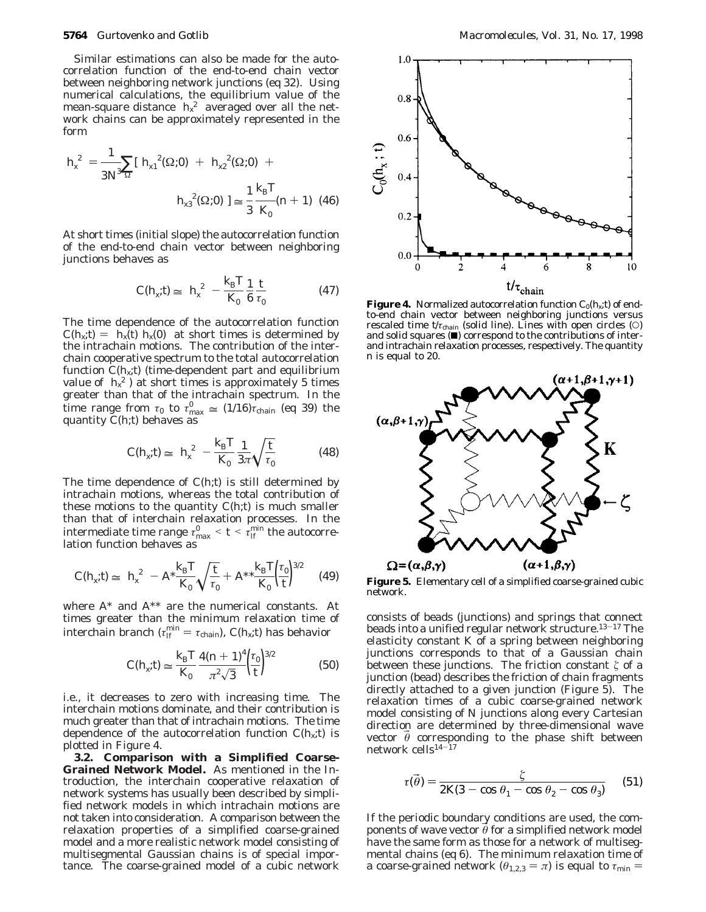Similar estimations can also be made for the autocorrelation function of the end-to-end chain vector between neighboring network junctions (eq 32). Using numerical calculations, the equilibrium value of the mean-square distance $\langle h_x^2 \rangle$ averaged over all the network chains can be approximately represented in the form

$$\langle h_x^2 \rangle = \frac{1}{3N^3}\sum_{\Omega}[\langle h_{x1}^2(\Omega;0)\rangle + \langle h_{x2}^2(\Omega;0)\rangle + \langle h_{x3}^2(\Omega;0)\rangle] \cong \frac{1}{3}\frac{k_BT}{K_0}(n+1) \quad (46)$$

At short times (initial slope) the autocorrelation function of the end-to-end chain vector between neighboring junctions behaves as

$$C(h_x;t) \cong \langle h_x^2 \rangle - \frac{k_BT}{K_0}\frac{1}{6}\frac{t}{\tau_0} \quad (47)$$

The time dependence of the autocorrelation function $C(h_x;t) = \langle h_x(t)\, h_x(0)\rangle$ at short times is determined by the intrachain motions. The contribution of the interchain cooperative spectrum to the total autocorrelation function $C(h_x;t)$ (time-dependent part and equilibrium value of $\langle h_x^2 \rangle$) at short times is approximately 5 times greater than that of the intrachain spectrum. In the time range from $\tau_0$ to $\tau_{max}^0 \cong (1/16)\tau_{chain}$ (eq 39) the quantity $C(h;t)$ behaves as

$$C(h_x;t) \cong \langle h_x^2 \rangle - \frac{k_BT}{K_0}\frac{1}{3\pi}\sqrt{\frac{t}{\tau_0}} \quad (48)$$

The time dependence of $C(h;t)$ is still determined by intrachain motions, whereas the total contribution of these motions to the quantity $C(h;t)$ is much smaller than that of interchain relaxation processes. In the intermediate time range $\tau_{max}^0 < t < \tau_{lf}^{min}$ the autocorrelation function behaves as

$$C(h_x;t) \cong \langle h_x^2 \rangle - A^*\frac{k_BT}{K_0}\sqrt{\frac{t}{\tau_0}} + A^{**}\frac{k_BT}{K_0}\left(\frac{\tau_0}{t}\right)^{3/2} \quad (49)$$

where $A^*$ and $A^{**}$ are the numerical constants. At times greater than the minimum relaxation time of interchain branch ($\tau_{lf}^{min} = \tau_{chain}$), $C(h_x;t)$ has behavior

$$C(h_x;t) \cong \frac{k_BT}{K_0}\frac{4(n+1)^4}{\pi^2\sqrt{3}}\left(\frac{\tau_0}{t}\right)^{3/2} \quad (50)$$

i.e., it decreases to zero with increasing time. The interchain motions dominate, and their contribution is much greater than that of intrachain motions. The time dependence of the autocorrelation function $C(h_x;t)$ is plotted in Figure 4.

**3.2. Comparison with a Simplified Coarse-Grained Network Model.** As mentioned in the Introduction, the interchain cooperative relaxation of network systems has usually been described by simplified network models in which intrachain motions are not taken into consideration. A comparison between the relaxation properties of a simplified coarse-grained model and a more realistic network model consisting of multisegmental Gaussian chains is of special importance. The coarse-grained model of a cubic network consists of beads (junctions) and springs that connect beads into a unified regular network structure.[13-17] The elasticity constant $K$ of a spring between neighboring junctions corresponds to that of a Gaussian chain between these junctions. The friction constant $\zeta$ of a junction (bead) describes the friction of chain fragments directly attached to a given junction (Figure 5). The relaxation times of a cubic coarse-grained network model consisting of $N$ junctions along every Cartesian direction are determined by three-dimensional wave vector $\vec{\theta}$ corresponding to the phase shift between network cells[14-17]

$$\tau(\vec{\theta}) = \frac{\zeta}{2K(3 - \cos\theta_1 - \cos\theta_2 - \cos\theta_3)} \quad (51)$$

If the periodic boundary conditions are used, the components of wave vector $\vec{\theta}$ for a simplified network model have the same form as those for a network of multisegmental chains (eq 6). The minimum relaxation time of a coarse-grained network ($\theta_{1,2,3} = \pi$) is equal to $\tau_{min} =$

**Figure 4.** Normalized autocorrelation function $C_0(h_x;t)$ of end-to-end chain vector between neighboring junctions versus rescaled time $t/\tau_{chain}$ (solid line). Lines with open circles (○) and solid squares (■) correspond to the contributions of inter- and intrachain relaxation processes, respectively. The quantity $n$ is equal to 20.

**Figure 5.** Elementary cell of a simplified coarse-grained cubic network.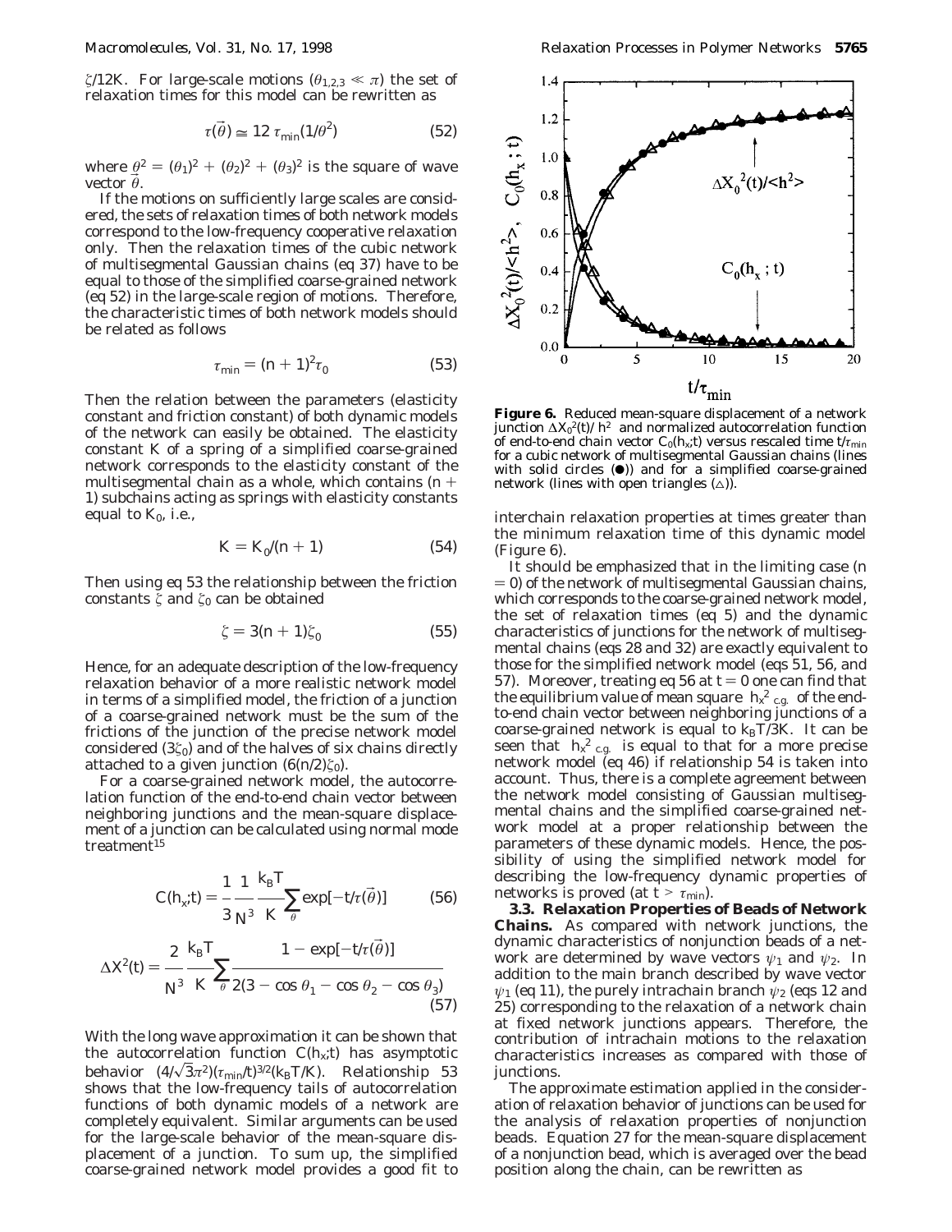$\zeta/12K$. For large-scale motions ($\theta_{1,2,3} \ll \pi$) the set of relaxation times for this model can be rewritten as

$$\tau(\vec{\theta}) \cong 12\, \tau_{min}(1/\theta^2) \qquad (52)$$

where $\theta^2 = (\theta_1)^2 + (\theta_2)^2 + (\theta_3)^2$ is the square of wave vector $\vec{\theta}$.

If the motions on sufficiently large scales are considered, the sets of relaxation times of both network models correspond to the low-frequency cooperative relaxation only. Then the relaxation times of the cubic network of multisegmental Gaussian chains (eq 37) have to be equal to those of the simplified coarse-grained network (eq 52) in the large-scale region of motions. Therefore, the characteristic times of both network models should be related as follows

$$\tau_{min} = (n + 1)^2 \tau_0 \qquad (53)$$

Then the relation between the parameters (elasticity constant and friction constant) of both dynamic models of the network can easily be obtained. The elasticity constant $K$ of a spring of a simplified coarse-grained network corresponds to the elasticity constant of the multisegmental chain as a whole, which contains $(n + 1)$ subchains acting as springs with elasticity constants equal to $K_0$, i.e.,

$$K = K_0/(n + 1) \qquad (54)$$

Then using eq 53 the relationship between the friction constants $\zeta$ and $\zeta_0$ can be obtained

$$\zeta = 3(n + 1)\zeta_0 \qquad (55)$$

Hence, for an adequate description of the low-frequency relaxation behavior of a more realistic network model in terms of a simplified model, the friction of a junction of a coarse-grained network must be the sum of the frictions of the junction of the precise network model considered ($3\zeta_0$) and of the halves of six chains directly attached to a given junction ($6(n/2)\zeta_0$).

For a coarse-grained network model, the autocorrelation function of the end-to-end chain vector between neighboring junctions and the mean-square displacement of a junction can be calculated using normal mode treatment[15]

$$C(h_x;t) = \frac{1}{3}\frac{1}{N^3}\frac{k_BT}{K}\sum_{\theta}\exp[-t/\tau(\vec{\theta})] \qquad (56)$$

$$\Delta X^2(t) = \frac{2}{N^3}\frac{k_BT}{K}\sum_{\theta}\frac{1 - \exp[-t/\tau(\vec{\theta})]}{2(3 - \cos\theta_1 - \cos\theta_2 - \cos\theta_3)} \qquad (57)$$

With the long wave approximation it can be shown that the autocorrelation function $C(h_x;t)$ has asymptotic behavior $(4/\sqrt{3}\pi^2)(\tau_{min}/t)^{3/2}(k_BT/K)$. Relationship 53 shows that the low-frequency tails of autocorrelation functions of both dynamic models of a network are completely equivalent. Similar arguments can be used for the large-scale behavior of the mean-square displacement of a junction. To sum up, the simplified coarse-grained network model provides a good fit to interchain relaxation properties at times greater than the minimum relaxation time of this dynamic model (Figure 6).

**Figure 6.** Reduced mean-square displacement of a network junction $\Delta X_0^2(t)/\langle h^2\rangle$ and normalized autocorrelation function of end-to-end chain vector $C_0(h_x;t)$ versus rescaled time $t/\tau_{min}$ for a cubic network of multisegmental Gaussian chains (lines with solid circles (●)) and for a simplified coarse-grained network (lines with open triangles (△)).

It should be emphasized that in the limiting case ($n = 0$) of the network of multisegmental Gaussian chains, which corresponds to the coarse-grained network model, the set of relaxation times (eq 5) and the dynamic characteristics of junctions for the network of multisegmental chains (eqs 28 and 32) are exactly equivalent to those for the simplified network model (eqs 51, 56, and 57). Moreover, treating eq 56 at $t = 0$ one can find that the equilibrium value of mean square $\langle h_x^2\rangle_{c.g.}$ of the end-to-end chain vector between neighboring junctions of a coarse-grained network is equal to $k_BT/3K$. It can be seen that $\langle h_x^2\rangle_{c.g.}$ is equal to that for a more precise network model (eq 46) if relationship 54 is taken into account. Thus, there is a complete agreement between the network model consisting of Gaussian multisegmental chains and the simplified coarse-grained network model at a proper relationship between the parameters of these dynamic models. Hence, the possibility of using the simplified network model for describing the low-frequency dynamic properties of networks is proved (at $t > \tau_{min}$).

**3.3. Relaxation Properties of Beads of Network Chains.** As compared with network junctions, the dynamic characteristics of nonjunction beads of a network are determined by wave vectors $\psi_1$ and $\psi_2$. In addition to the main branch described by wave vector $\psi_1$ (eq 11), the purely intrachain branch $\psi_2$ (eqs 12 and 25) corresponding to the relaxation of a network chain at fixed network junctions appears. Therefore, the contribution of intrachain motions to the relaxation characteristics increases as compared with those of junctions.

The approximate estimation applied in the consideration of relaxation behavior of junctions can be used for the analysis of relaxation properties of nonjunction beads. Equation 27 for the mean-square displacement of a nonjunction bead, which is averaged over the bead position along the chain, can be rewritten as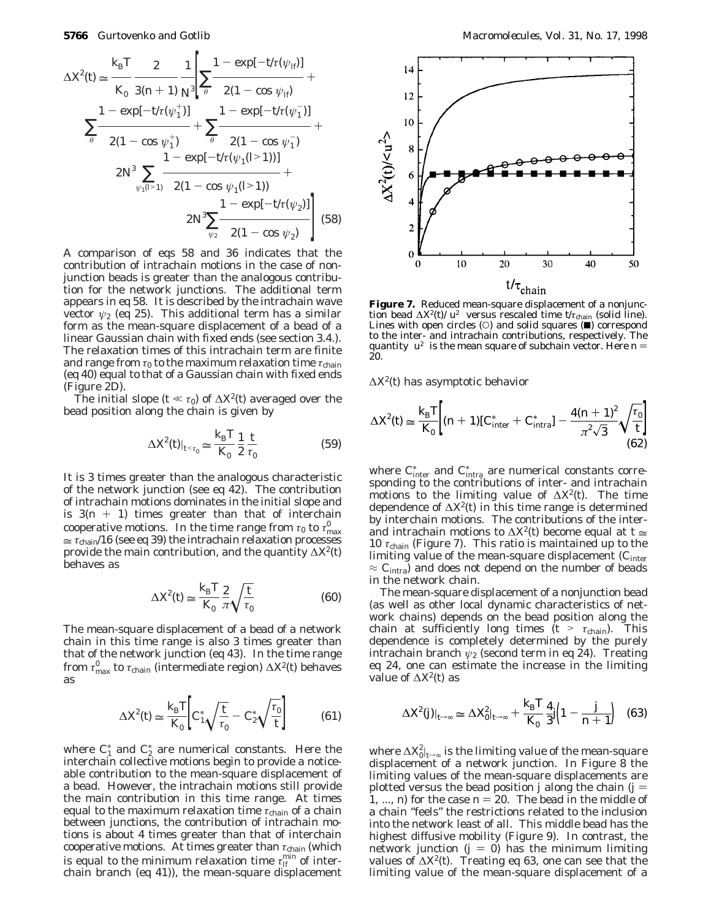$$\Delta X^2(t) \cong \frac{k_BT}{K_0}\frac{2}{3(n+1)}\frac{1}{N^3}\left[\sum_\theta \frac{1-\exp[-t/\tau(\psi_{lf})]}{2(1-\cos\psi_{lf})} + \sum_\theta \frac{1-\exp[-t/\tau(\psi_1^+)]}{2(1-\cos\psi_1^+)} + \sum_\theta \frac{1-\exp[-t/\tau(\psi_1^-)]}{2(1-\cos\psi_1^-)} + 2N^3 \sum_{\psi_1(l>1)} \frac{1-\exp[-t/\tau(\psi_1(l>1))]}{2(1-\cos\psi_1(l>1))} + 2N^3 \sum_{\psi_2} \frac{1-\exp[-t/\tau(\psi_2)]}{2(1-\cos\psi_2)}\right] \quad (58)$$

A comparison of eqs 58 and 36 indicates that the contribution of intrachain motions in the case of nonjunction beads is greater than the analogous contribution for the network junctions. The additional term appears in eq 58. It is described by the intrachain wave vector $\psi_2$ (eq 25). This additional term has a similar form as the mean-square displacement of a bead of a linear Gaussian chain with fixed ends (see section 3.4.). The relaxation times of this intrachain term are finite and range from $\tau_0$ to the maximum relaxation time $\tau_{chain}$ (eq 40) equal to that of a Gaussian chain with fixed ends (Figure 2D).

The initial slope ($t \ll \tau_0$) of $\Delta X^2(t)$ averaged over the bead position along the chain is given by

$$\Delta X^2(t)|_{t<\tau_0} \cong \frac{k_BT}{K_0}\frac{1}{2}\frac{t}{\tau_0} \quad (59)$$

It is 3 times greater than the analogous characteristic of the network junction (see eq 42). The contribution of intrachain motions dominates in the initial slope and is $3(n + 1)$ times greater than that of interchain cooperative motions. In the time range from $\tau_0$ to $\tau^0_{max} \cong \tau_{chain}/16$ (see eq 39) the intrachain relaxation processes provide the main contribution, and the quantity $\Delta X^2(t)$ behaves as

$$\Delta X^2(t) \cong \frac{k_BT}{K_0}\frac{2}{\pi}\sqrt{\frac{t}{\tau_0}} \quad (60)$$

The mean-square displacement of a bead of a network chain in this time range is also 3 times greater than that of the network junction (eq 43). In the time range from $\tau^0_{max}$ to $\tau_{chain}$ (intermediate region) $\Delta X^2(t)$ behaves as

$$\Delta X^2(t) \cong \frac{k_BT}{K_0}\left[C_1^*\sqrt{\frac{t}{\tau_0}} - C_2^*\sqrt{\frac{\tau_0}{t}}\right] \quad (61)$$

where $C_1^*$ and $C_2^*$ are numerical constants. Here the interchain collective motions begin to provide a noticeable contribution to the mean-square displacement of a bead. However, the intrachain motions still provide the main contribution in this time range. At times equal to the maximum relaxation time $\tau_{chain}$ of a chain between junctions, the contribution of intrachain motions is about 4 times greater than that of interchain cooperative motions. At times greater than $\tau_{chain}$ (which is equal to the minimum relaxation time $\tau^{min}_{lf}$ of interchain branch (eq 41)), the mean-square displacement $\Delta X^2(t)$ has asymptotic behavior

**Figure 7.** Reduced mean-square displacement of a nonjunction bead $\Delta X^2(t)/\langle u^2\rangle$ versus rescaled time $t/\tau_{chain}$ (solid line). Lines with open circles (○) and solid squares (■) correspond to the inter- and intrachain contributions, respectively. The quantity $\langle u^2\rangle$ is the mean square of subchain vector. Here $n = 20$.

$$\Delta X^2(t) \cong \frac{k_BT}{K_0}\left[(n+1)[C^*_{inter} + C^*_{intra}] - \frac{4(n+1)^2}{\pi^2\sqrt{3}}\sqrt{\frac{\tau_0}{t}}\right] \quad (62)$$

where $C^*_{inter}$ and $C^*_{intra}$ are numerical constants corresponding to the contributions of inter- and intrachain motions to the limiting value of $\Delta X^2(t)$. The time dependence of $\Delta X^2(t)$ in this time range is determined by interchain motions. The contributions of the inter- and intrachain motions to $\Delta X^2(t)$ become equal at $t \cong 10\,\tau_{chain}$ (Figure 7). This ratio is maintained up to the limiting value of the mean-square displacement ($C_{inter} \approx C_{intra}$) and does not depend on the number of beads in the network chain.

The mean-square displacement of a nonjunction bead (as well as other local dynamic characteristics of network chains) depends on the bead position along the chain at sufficiently long times ($t > \tau_{chain}$). This dependence is completely determined by the purely intrachain branch $\psi_2$ (second term in eq 24). Treating eq 24, one can estimate the increase in the limiting value of $\Delta X^2(t)$ as

$$\Delta X^2(j)|_{t\to\infty} \cong \Delta X_0^2|_{t\to\infty} + \frac{k_BT}{K_0}\frac{4}{3}j\left(1 - \frac{j}{n+1}\right) \quad (63)$$

where $\Delta X_0^2|_{t\to\infty}$ is the limiting value of the mean-square displacement of a network junction. In Figure 8 the limiting values of the mean-square displacements are plotted versus the bead position $j$ along the chain ($j = 1, ..., n$) for the case $n = 20$. The bead in the middle of a chain "feels" the restrictions related to the inclusion into the network least of all. This middle bead has the highest diffusive mobility (Figure 9). In contrast, the network junction ($j = 0$) has the minimum limiting values of $\Delta X^2(t)$. Treating eq 63, one can see that the limiting value of the mean-square displacement of a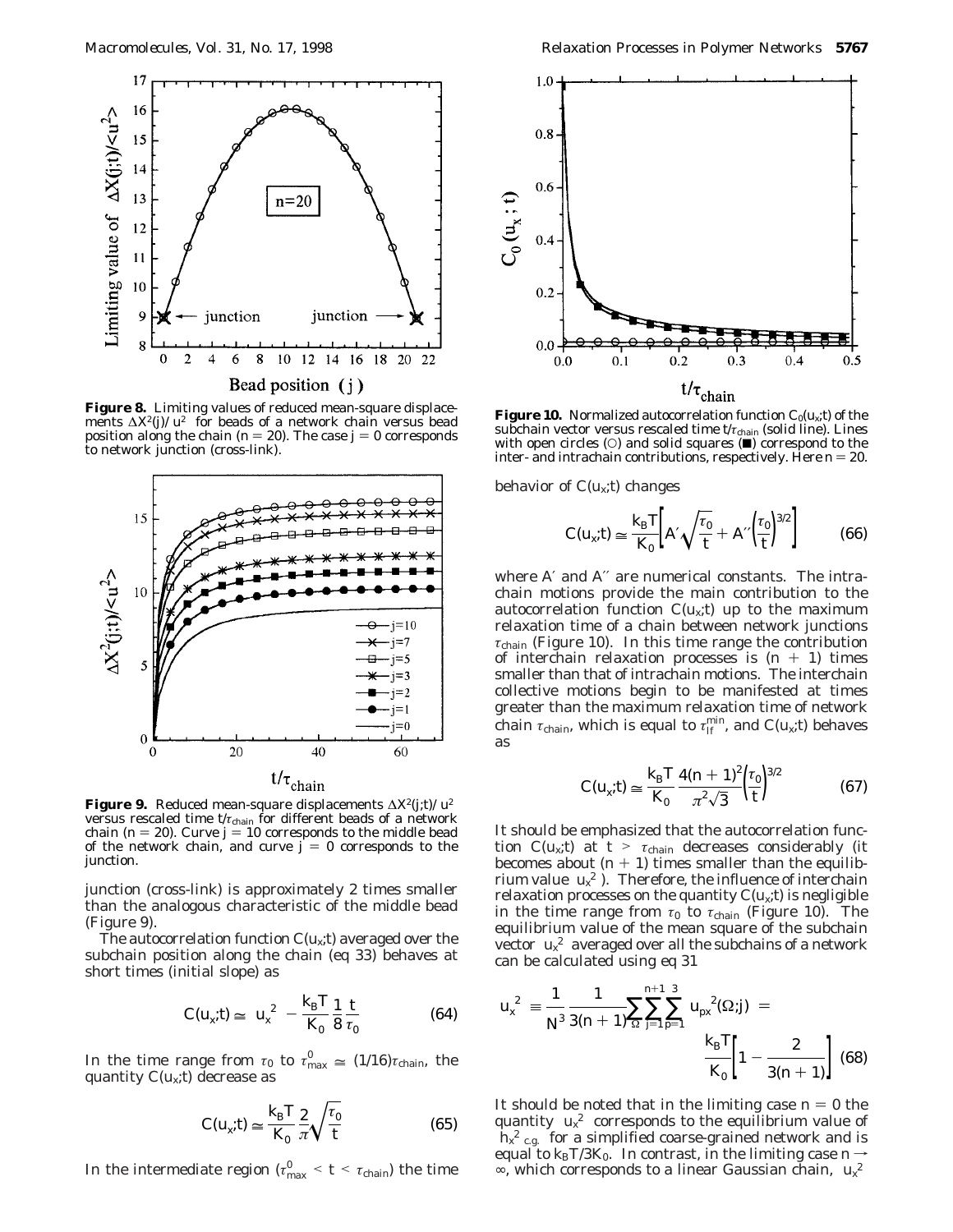**Figure 8.** Limiting values of reduced mean-square displacements $\Delta X^2(j)/\langle u^2\rangle$ for beads of a network chain versus bead position along the chain ($n = 20$). The case $j = 0$ corresponds to network junction (cross-link).

**Figure 9.** Reduced mean-square displacements $\Delta X^2(j;t)/\langle u^2\rangle$ versus rescaled time $t/\tau_{chain}$ for different beads of a network chain ($n = 20$). Curve $j = 10$ corresponds to the middle bead of the network chain, and curve $j = 0$ corresponds to the junction.

junction (cross-link) is approximately 2 times smaller than the analogous characteristic of the middle bead (Figure 9).

The autocorrelation function $C(u_x;t)$ averaged over the subchain position along the chain (eq 33) behaves at short times (initial slope) as

$$C(u_x;t) \cong \langle u_x^2\rangle - \frac{k_BT}{K_0}\frac{1}{8}\frac{t}{\tau_0} \qquad (64)$$

In the time range from $\tau_0$ to $\tau^0_{max} \cong (1/16)\tau_{chain}$, the quantity $C(u_x;t)$ decrease as

$$C(u_x;t) \cong \frac{k_BT}{K_0}\frac{2}{\pi}\sqrt{\frac{\tau_0}{t}} \qquad (65)$$

In the intermediate region ($\tau^0_{max} < t < \tau_{chain}$) the time behavior of $C(u_x;t)$ changes

$$C(u_x;t) \cong \frac{k_BT}{K_0}\left[A'\sqrt{\frac{\tau_0}{t}} + A''\left(\frac{\tau_0}{t}\right)^{3/2}\right] \qquad (66)$$

where $A'$ and $A''$ are numerical constants. The intrachain motions provide the main contribution to the autocorrelation function $C(u_x;t)$ up to the maximum relaxation time of a chain between network junctions $\tau_{chain}$ (Figure 10). In this time range the contribution of interchain relaxation processes is $(n + 1)$ times smaller than that of intrachain motions. The interchain collective motions begin to be manifested at times greater than the maximum relaxation time of network chain $\tau_{chain}$, which is equal to $\tau^{min}_{lf}$, and $C(u_x;t)$ behaves as

$$C(u_x;t) \cong \frac{k_BT}{K_0}\frac{4(n + 1)^2}{\pi^2\sqrt{3}}\left(\frac{\tau_0}{t}\right)^{3/2} \qquad (67)$$

It should be emphasized that the autocorrelation function $C(u_x;t)$ at $t > \tau_{chain}$ decreases considerably (it becomes about $(n + 1)$ times smaller than the equilibrium value $\langle u_x^2\rangle$). Therefore, the influence of interchain relaxation processes on the quantity $C(u_x;t)$ is negligible in the time range from $\tau_0$ to $\tau_{chain}$ (Figure 10). The equilibrium value of the mean square of the subchain vector $\langle u_x^2\rangle$ averaged over all the subchains of a network can be calculated using eq 31

$$\langle u_x^2\rangle \equiv \frac{1}{N^3}\frac{1}{3(n + 1)}\sum_{\Omega}\sum_{j=1}^{n+1}\sum_{p=1}^{3}\langle u_{px}^2(\Omega;j)\rangle = \frac{k_BT}{K_0}\left[1 - \frac{2}{3(n + 1)}\right] \qquad (68)$$

It should be noted that in the limiting case $n = 0$ the quantity $\langle u_x^2\rangle$ corresponds to the equilibrium value of $\langle h_x^2\rangle_{c.g.}$ for a simplified coarse-grained network and is equal to $k_BT/3K_0$. In contrast, in the limiting case $n \to \infty$, which corresponds to a linear Gaussian chain, $\langle u_x^2\rangle$

**Figure 10.** Normalized autocorrelation function $C_0(u_x;t)$ of the subchain vector versus rescaled time $t/\tau_{chain}$ (solid line). Lines with open circles (○) and solid squares (■) correspond to the inter- and intrachain contributions, respectively. Here $n = 20$.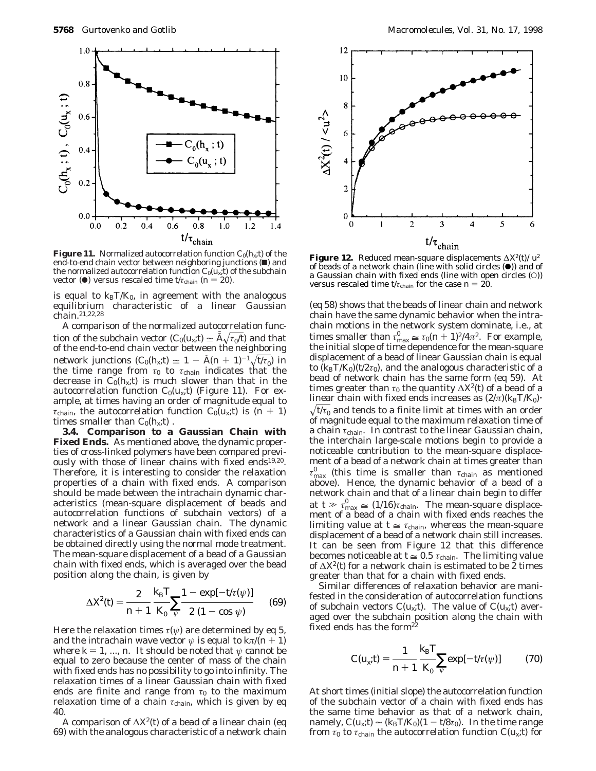**Figure 11.** Normalized autocorrelation function $C_0(h_x;t)$ of the end-to-end chain vector between neighboring junctions (■) and the normalized autocorrelation function $C_0(u_x;t)$ of the subchain vector (●) versus rescaled time $t/\tau_{chain}$ ($n = 20$).

**Figure 12.** Reduced mean-square displacements $\Delta X^2(t)/u^2$ of beads of a network chain (line with solid circles (●)) and of a Gaussian chain with fixed ends (line with open circles (○)) versus rescaled time $t/\tau_{chain}$ for the case $n = 20$.

is equal to $k_BT/K_0$, in agreement with the analogous equilibrium characteristic of a linear Gaussian chain.[21,22,28]

A comparison of the normalized autocorrelation function of the subchain vector ($C_0(u_x;t) \cong \tilde{\tilde{A}}\sqrt{\tau_0/t}$) and that of the end-to-end chain vector between the neighboring network junctions ($C_0(h_x;t) \cong 1 - \tilde{A}(n + 1)^{-1}\sqrt{t/\tau_0}$) in the time range from $\tau_0$ to $\tau_{chain}$ indicates that the decrease in $C_0(h_x;t)$ is much slower than that in the autocorrelation function $C_0(u_x;t)$ (Figure 11). For example, at times having an order of magnitude equal to $\tau_{chain}$, the autocorrelation function $C_0(u_x;t)$ is $(n + 1)$ times smaller than $C_0(h_x;t)$ .

**3.4. Comparison to a Gaussian Chain with Fixed Ends.** As mentioned above, the dynamic properties of cross-linked polymers have been compared previously with those of linear chains with fixed ends[19,20]. Therefore, it is interesting to consider the relaxation properties of a chain with fixed ends. A comparison should be made between the intrachain dynamic characteristics (mean-square displacement of beads and autocorrelation functions of subchain vectors) of a network and a linear Gaussian chain. The dynamic characteristics of a Gaussian chain with fixed ends can be obtained directly using the normal mode treatment. The mean-square displacement of a bead of a Gaussian chain with fixed ends, which is averaged over the bead position along the chain, is given by

$$\Delta X^2(t) = \frac{2}{n+1}\frac{k_BT}{K_0}\sum_{\psi}\frac{1 - \exp[-t/\tau(\psi)]}{2\,(1 - \cos\psi)} \qquad (69)$$

Here the relaxation times $\tau(\psi)$ are determined by eq 5, and the intrachain wave vector $\psi$ is equal to $k\pi/(n + 1)$ where $k = 1, ..., n$. It should be noted that $\psi$ cannot be equal to zero because the center of mass of the chain with fixed ends has no possibility to go into infinity. The relaxation times of a linear Gaussian chain with fixed ends are finite and range from $\tau_0$ to the maximum relaxation time of a chain $\tau_{chain}$, which is given by eq 40.

A comparison of $\Delta X^2(t)$ of a bead of a linear chain (eq 69) with the analogous characteristic of a network chain (eq 58) shows that the beads of linear chain and network chain have the same dynamic behavior when the intrachain motions in the network system dominate, i.e., at times smaller than $\tau^0_{max} \cong \tau_0(n + 1)^2/4\pi^2$. For example, the initial slope of time dependence for the mean-square displacement of a bead of linear Gaussian chain is equal to $(k_BT/K_0)(t/2\tau_0)$, and the analogous characteristic of a bead of network chain has the same form (eq 59). At times greater than $\tau_0$ the quantity $\Delta X^2(t)$ of a bead of a linear chain with fixed ends increases as $(2/\pi)(k_BT/K_0)\cdot\sqrt{t/\tau_0}$ and tends to a finite limit at times with an order of magnitude equal to the maximum relaxation time of a chain $\tau_{chain}$. In contrast to the linear Gaussian chain, the interchain large-scale motions begin to provide a noticeable contribution to the mean-square displacement of a bead of a network chain at times greater than $\tau^0_{max}$ (this time is smaller than $\tau_{chain}$ as mentioned above). Hence, the dynamic behavior of a bead of a network chain and that of a linear chain begin to differ at $t \gg \tau^0_{max} \cong (1/16)\tau_{chain}$. The mean-square displacement of a bead of a chain with fixed ends reaches the limiting value at $t \cong \tau_{chain}$, whereas the mean-square displacement of a bead of a network chain still increases. It can be seen from Figure 12 that this difference becomes noticeable at $t \cong 0.5\,\tau_{chain}$. The limiting value of $\Delta X^2(t)$ for a network chain is estimated to be 2 times greater than that for a chain with fixed ends.

Similar differences of relaxation behavior are manifested in the consideration of autocorrelation functions of subchain vectors $C(u_x;t)$. The value of $C(u_x;t)$ averaged over the subchain position along the chain with fixed ends has the form[22]

$$C(u_x;t) = \frac{1}{n+1}\frac{k_BT}{K_0}\sum_{\psi}\exp[-t/\tau(\psi)] \qquad (70)$$

At short times (initial slope) the autocorrelation function of the subchain vector of a chain with fixed ends has the same time behavior as that of a network chain, namely, $C(u_x;t) \cong (k_BT/K_0)(1 - t/8\tau_0)$. In the time range from $\tau_0$ to $\tau_{chain}$ the autocorrelation function $C(u_x;t)$ for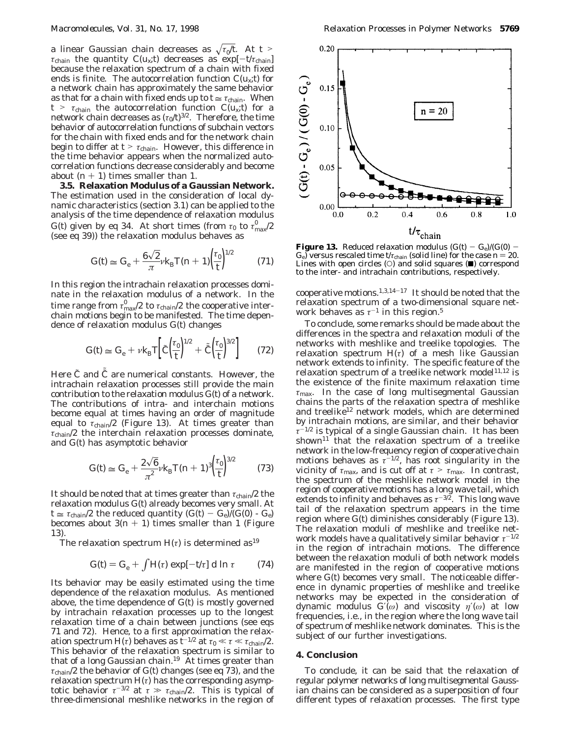a linear Gaussian chain decreases as $\sqrt{\tau_0/t}$. At $t > \tau_{chain}$ the quantity $C(u_x;t)$ decreases as $\exp[-t/\tau_{chain}]$ because the relaxation spectrum of a chain with fixed ends is finite. The autocorrelation function $C(u_x;t)$ for a network chain has approximately the same behavior as that for a chain with fixed ends up to $t \cong \tau_{chain}$. When $t > \tau_{chain}$ the autocorrelation function $C(u_x;t)$ for a network chain decreases as $(\tau_0/t)^{3/2}$. Therefore, the time behavior of autocorrelation functions of subchain vectors for the chain with fixed ends and for the network chain begin to differ at $t > \tau_{chain}$. However, this difference in the time behavior appears when the normalized autocorrelation functions decrease considerably and become about $(n + 1)$ times smaller than 1.

**3.5. Relaxation Modulus of a Gaussian Network.** The estimation used in the consideration of local dynamic characteristics (section 3.1) can be applied to the analysis of the time dependence of relaxation modulus $G(t)$ given by eq 34. At short times (from $\tau_0$ to $\tau^0_{max}/2$ (see eq 39)) the relaxation modulus behaves as

$$G(t) \cong G_e + \frac{6\sqrt{2}}{\pi}\nu k_B T(n+1)\left(\frac{\tau_0}{t}\right)^{1/2} \qquad (71)$$

In this region the intrachain relaxation processes dominate in the relaxation modulus of a network. In the time range from $\tau^0_{max}/2$ to $\tau_{chain}/2$ the cooperative interchain motions begin to be manifested. The time dependence of relaxation modulus $G(t)$ changes

$$G(t) \cong G_e + \nu k_B T\left[\tilde{C}\left(\frac{\tau_0}{t}\right)^{1/2} + \tilde{\tilde{C}}\left(\frac{\tau_0}{t}\right)^{3/2}\right] \qquad (72)$$

Here $\tilde{C}$ and $\tilde{\tilde{C}}$ are numerical constants. However, the intrachain relaxation processes still provide the main contribution to the relaxation modulus $G(t)$ of a network. The contributions of intra- and interchain motions become equal at times having an order of magnitude equal to $\tau_{chain}/2$ (Figure 13). At times greater than $\tau_{chain}/2$ the interchain relaxation processes dominate, and $G(t)$ has asymptotic behavior

$$G(t) \cong G_e + \frac{2\sqrt{6}}{\pi^2}\nu k_B T(n+1)^3\left(\frac{\tau_0}{t}\right)^{3/2} \qquad (73)$$

It should be noted that at times greater than $\tau_{chain}/2$ the relaxation modulus $G(t)$ already becomes very small. At $t \cong \tau_{chain}/2$ the reduced quantity $(G(t) - G_e)/(G(0) - G_e)$ becomes about $3(n + 1)$ times smaller than 1 (Figure 13).

The relaxation spectrum $H(\tau)$ is determined as[19]

$$G(t) = G_e + \int H(\tau)\exp[-t/\tau]\, d\ln\tau \qquad (74)$$

Its behavior may be easily estimated using the time dependence of the relaxation modulus. As mentioned above, the time dependence of $G(t)$ is mostly governed by intrachain relaxation processes up to the longest relaxation time of a chain between junctions (see eqs 71 and 72). Hence, to a first approximation the relaxation spectrum $H(\tau)$ behaves as $t^{-1/2}$ at $\tau_0 \ll \tau \ll \tau_{chain}/2$. This behavior of the relaxation spectrum is similar to that of a long Gaussian chain.[19] At times greater than $\tau_{chain}/2$ the behavior of $G(t)$ changes (see eq 73), and the relaxation spectrum $H(\tau)$ has the corresponding asymptotic behavior $\tau^{-3/2}$ at $\tau \gg \tau_{chain}/2$. This is typical of three-dimensional meshlike networks in the region of cooperative motions.[1,3,14-17] It should be noted that the relaxation spectrum of a two-dimensional square network behaves as $\tau^{-1}$ in this region.[5]

**Figure 13.** Reduced relaxation modulus $(G(t) - G_e)/(G(0) - G_e)$ versus rescaled time $t/\tau_{chain}$ (solid line) for the case $n = 20$. Lines with open circles (○) and solid squares (■) correspond to the inter- and intrachain contributions, respectively.

To conclude, some remarks should be made about the differences in the spectra and relaxation moduli of the networks with meshlike and treelike topologies. The relaxation spectrum $H(\tau)$ of a mesh like Gaussian network extends to infinity. The specific feature of the relaxation spectrum of a treelike network model[11,12] is the existence of the finite maximum relaxation time $\tau_{max}$. In the case of long multisegmental Gaussian chains the parts of the relaxation spectra of meshlike and treelike[12] network models, which are determined by intrachain motions, are similar, and their behavior $\tau^{-1/2}$ is typical of a single Gaussian chain. It has been shown[11] that the relaxation spectrum of a treelike network in the low-frequency region of cooperative chain motions behaves as $\tau^{-1/2}$, has root singularity in the vicinity of $\tau_{max}$, and is cut off at $\tau > \tau_{max}$. In contrast, the spectrum of the meshlike network model in the region of cooperative motions has a long wave tail, which extends to infinity and behaves as $\tau^{-3/2}$. This long wave tail of the relaxation spectrum appears in the time region where $G(t)$ diminishes considerably (Figure 13). The relaxation moduli of meshlike and treelike network models have a qualitatively similar behavior $\tau^{-1/2}$ in the region of intrachain motions. The difference between the relaxation moduli of both network models are manifested in the region of cooperative motions where $G(t)$ becomes very small. The noticeable difference in dynamic properties of meshlike and treelike networks may be expected in the consideration of dynamic modulus $G'(\omega)$ and viscosity $\eta'(\omega)$ at low frequencies, i.e., in the region where the long wave tail of spectrum of meshlike network dominates. This is the subject of our further investigations.

## 4. Conclusion

To conclude, it can be said that the relaxation of regular polymer networks of long multisegmental Gaussian chains can be considered as a superposition of four different types of relaxation processes. The first type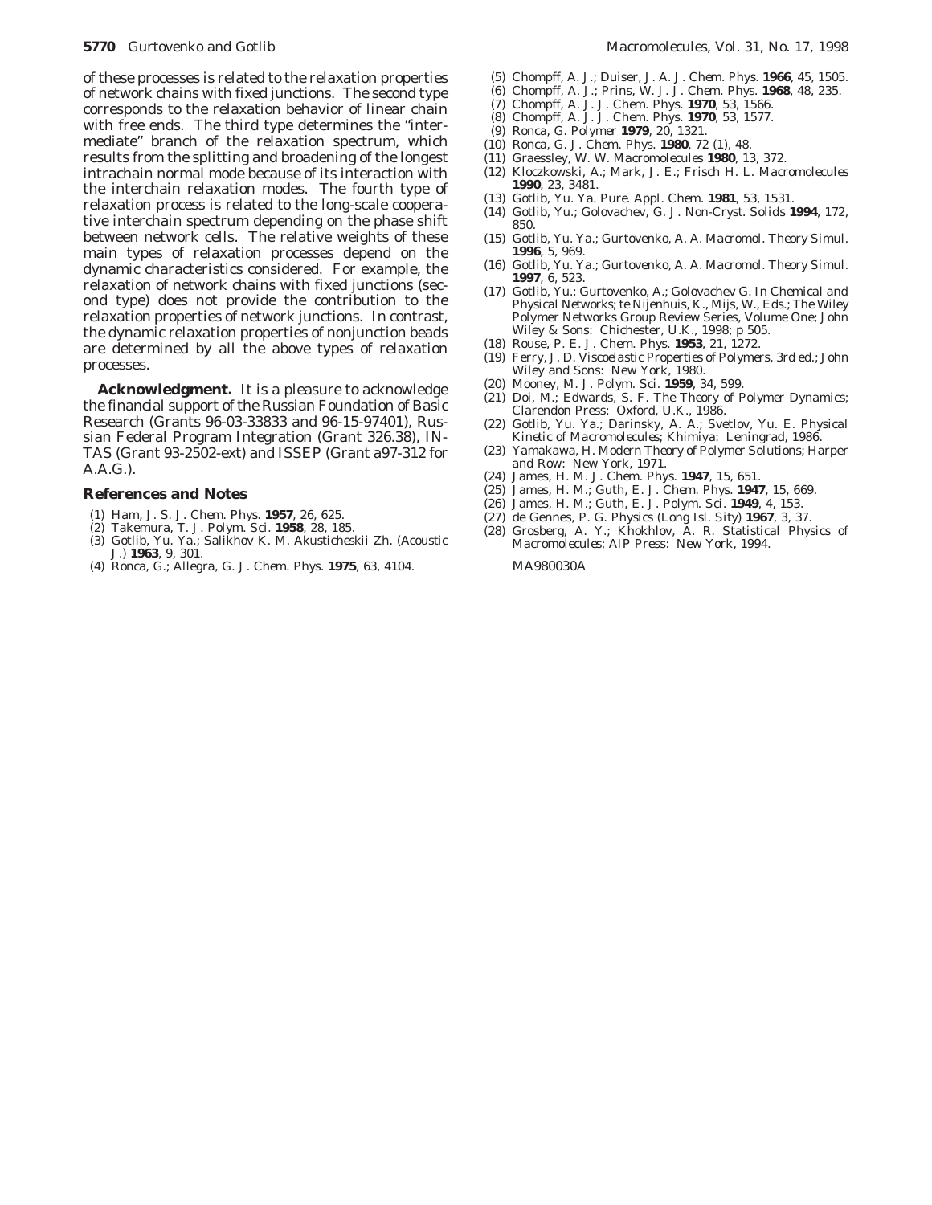of these processes is related to the relaxation properties of network chains with fixed junctions. The second type corresponds to the relaxation behavior of linear chain with free ends. The third type determines the "intermediate" branch of the relaxation spectrum, which results from the splitting and broadening of the longest intrachain normal mode because of its interaction with the interchain relaxation modes. The fourth type of relaxation process is related to the long-scale cooperative interchain spectrum depending on the phase shift between network cells. The relative weights of these main types of relaxation processes depend on the dynamic characteristics considered. For example, the relaxation of network chains with fixed junctions (second type) does not provide the contribution to the relaxation properties of network junctions. In contrast, the dynamic relaxation properties of nonjunction beads are determined by all the above types of relaxation processes.

**Acknowledgment.** It is a pleasure to acknowledge the financial support of the Russian Foundation of Basic Research (Grants 96-03-33833 and 96-15-97401), Russian Federal Program Integration (Grant 326.38), INTAS (Grant 93-2502-ext) and ISSEP (Grant a97-312 for A.A.G.).

## References and Notes

(1) Ham, J. S. *J. Chem. Phys.* **1957**, 26, 625.
(2) Takemura, T. *J. Polym. Sci.* **1958**, 28, 185.
(3) Gotlib, Yu. Ya.; Salikhov K. M. *Akusticheskii Zh. (Acoustic J.)* **1963**, 9, 301.
(4) Ronca, G.; Allegra, G. *J. Chem. Phys.* **1975**, 63, 4104.
(5) Chompff, A. J.; Duiser, J. A. *J. Chem. Phys.* **1966**, 45, 1505.
(6) Chompff, A. J.; Prins, W. J. *J. Chem. Phys.* **1968**, 48, 235.
(7) Chompff, A. J. *J. Chem. Phys.* **1970**, 53, 1566.
(8) Chompff, A. J. *J. Chem. Phys.* **1970**, 53, 1577.
(9) Ronca, G. *Polymer* **1979**, 20, 1321.
(10) Ronca, G. *J. Chem. Phys.* **1980**, 72 (1), 48.
(11) Graessley, W. W. *Macromolecules* **1980**, 13, 372.
(12) Kloczkowski, A.; Mark, J. E.; Frisch H. L. *Macromolecules* **1990**, 23, 3481.
(13) Gotlib, Yu. Ya. *Pure. Appl. Chem.* **1981**, 53, 1531.
(14) Gotlib, Yu.; Golovachev, G. *J. Non-Cryst. Solids* **1994**, 172, 850.
(15) Gotlib, Yu. Ya.; Gurtovenko, A. A. *Macromol. Theory Simul.* **1996**, 5, 969.
(16) Gotlib, Yu. Ya.; Gurtovenko, A. A. *Macromol. Theory Simul.* **1997**, 6, 523.
(17) Gotlib, Yu.; Gurtovenko, A.; Golovachev G. In *Chemical and Physical Networks*; te Nijenhuis, K., Mijs, W., Eds.; The Wiley Polymer Networks Group Review Series, Volume One; John Wiley & Sons: Chichester, U.K., 1998; p 505.
(18) Rouse, P. E. *J. Chem. Phys.* **1953**, 21, 1272.
(19) Ferry, J. D. *Viscoelastic Properties of Polymers*, 3rd ed.; John Wiley and Sons: New York, 1980.
(20) Mooney, M. *J. Polym. Sci.* **1959**, 34, 599.
(21) Doi, M.; Edwards, S. F. *The Theory of Polymer Dynamics*; Clarendon Press: Oxford, U.K., 1986.
(22) Gotlib, Yu. Ya.; Darinsky, A. A.; Svetlov, Yu. E. *Physical Kinetic of Macromolecules*; Khimiya: Leningrad, 1986.
(23) Yamakawa, H. *Modern Theory of Polymer Solutions*; Harper and Row: New York, 1971.
(24) James, H. M. *J. Chem. Phys.* **1947**, 15, 651.
(25) James, H. M.; Guth, E. *J. Chem. Phys.* **1947**, 15, 669.
(26) James, H. M.; Guth, E. *J. Polym. Sci.* **1949**, 4, 153.
(27) de Gennes, P. G. *Physics (Long Isl. Sity)* **1967**, 3, 37.
(28) Grosberg, A. Y.; Khokhlov, A. R. *Statistical Physics of Macromolecules*; AIP Press: New York, 1994.

MA980030A